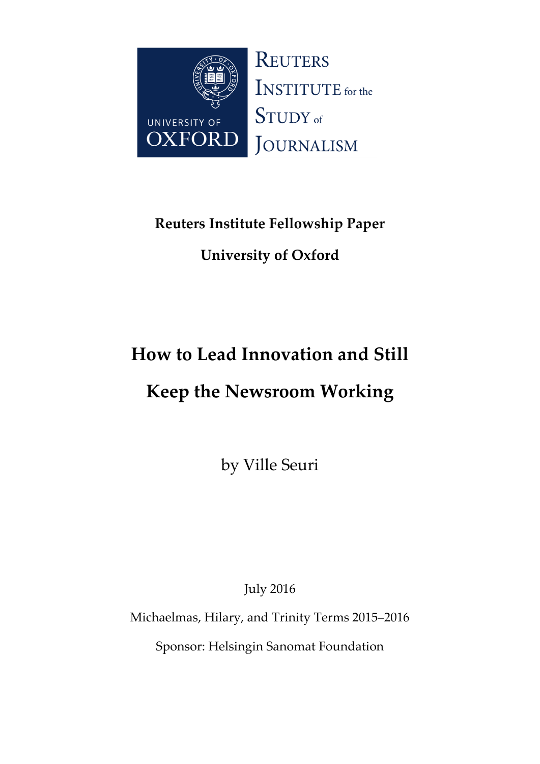REUTERS INSTITUTE for the STUDY of JOURNALISM

UNIVERSITY OF OXFORD

**Reuters Institute Fellowship Paper**

**University of Oxford**

# How to Lead Innovation and Still Keep the Newsroom Working

by Ville Seuri

July 2016

Michaelmas, Hilary, and Trinity Terms 2015–2016

Sponsor: Helsingin Sanomat Foundation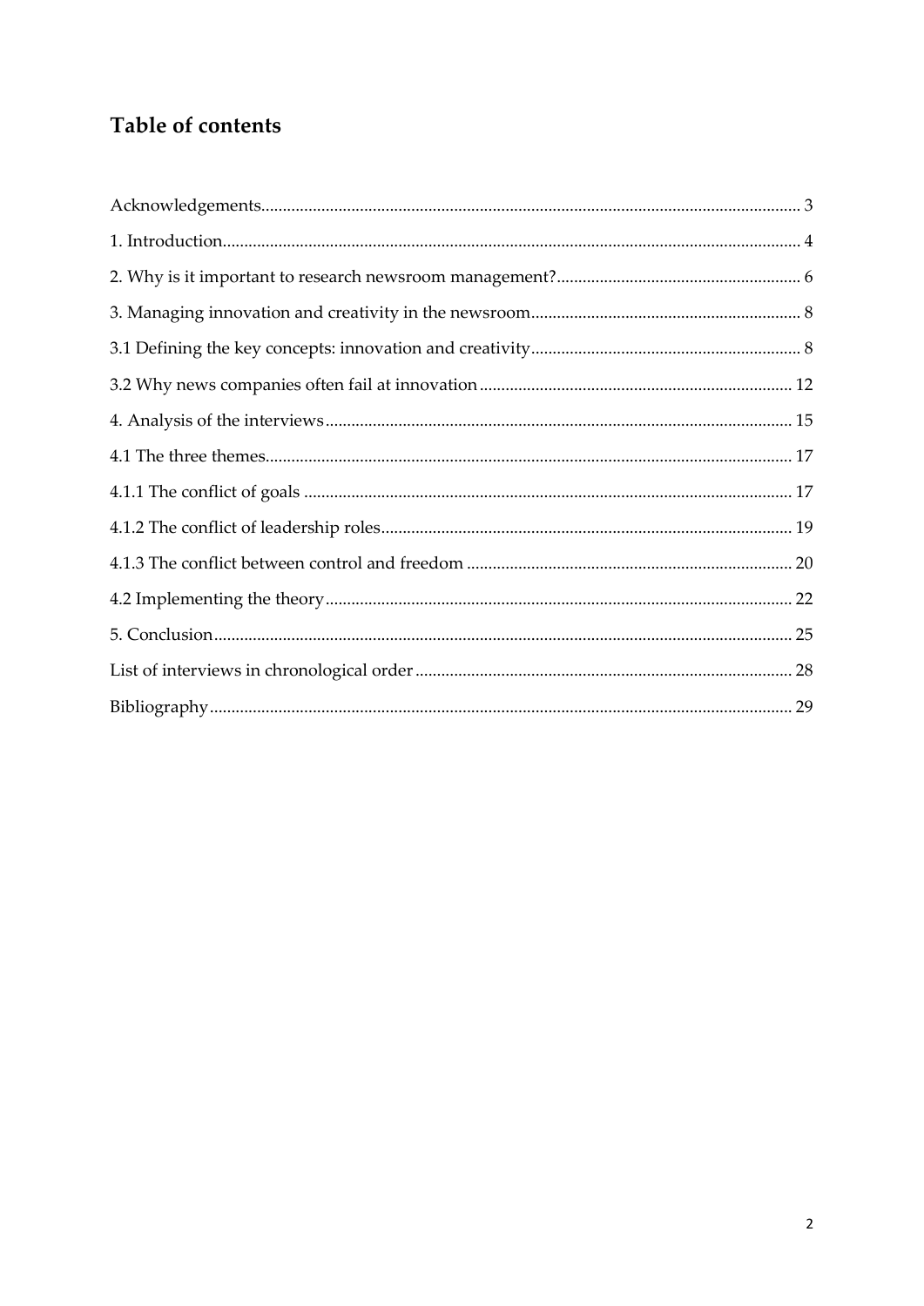# Table of contents

Acknowledgements ... 3

1. Introduction ... 4

2. Why is it important to research newsroom management? ... 6

3. Managing innovation and creativity in the newsroom ... 8

3.1 Defining the key concepts: innovation and creativity ... 8

3.2 Why news companies often fail at innovation ... 12

4. Analysis of the interviews ... 15

4.1 The three themes ... 17

4.1.1 The conflict of goals ... 17

4.1.2 The conflict of leadership roles ... 19

4.1.3 The conflict between control and freedom ... 20

4.2 Implementing the theory ... 22

5. Conclusion ... 25

List of interviews in chronological order ... 28

Bibliography ... 29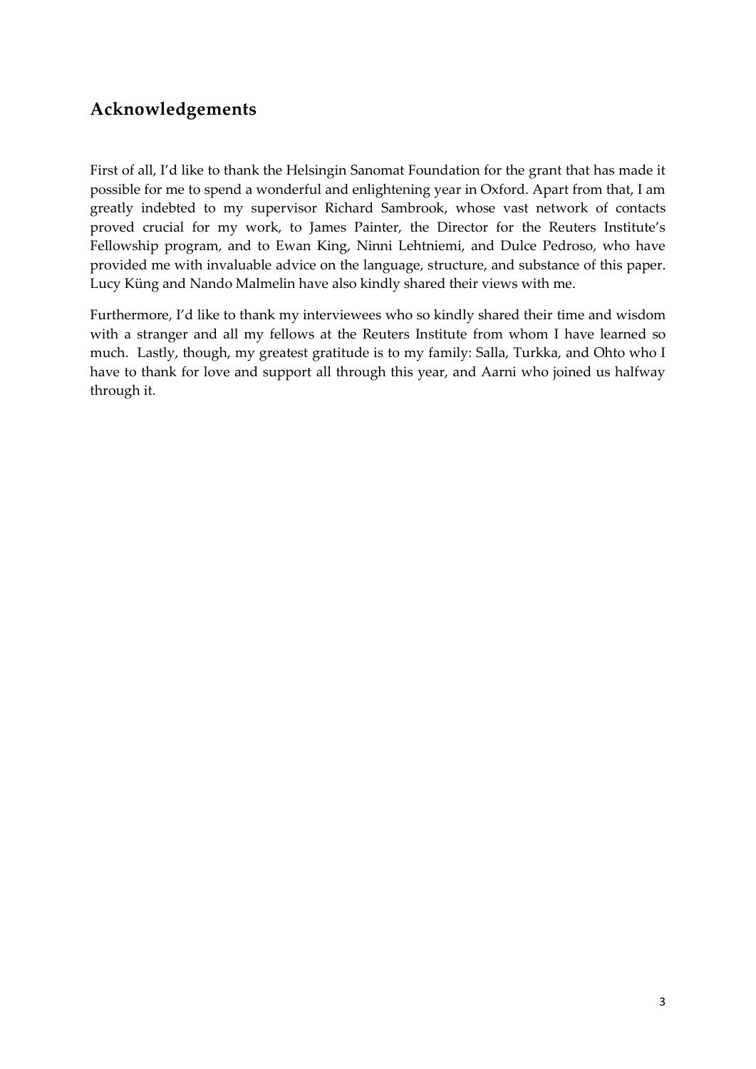## Acknowledgements

First of all, I'd like to thank the Helsingin Sanomat Foundation for the grant that has made it possible for me to spend a wonderful and enlightening year in Oxford. Apart from that, I am greatly indebted to my supervisor Richard Sambrook, whose vast network of contacts proved crucial for my work, to James Painter, the Director for the Reuters Institute's Fellowship program, and to Ewan King, Ninni Lehtniemi, and Dulce Pedroso, who have provided me with invaluable advice on the language, structure, and substance of this paper. Lucy Küng and Nando Malmelin have also kindly shared their views with me.

Furthermore, I'd like to thank my interviewees who so kindly shared their time and wisdom with a stranger and all my fellows at the Reuters Institute from whom I have learned so much. Lastly, though, my greatest gratitude is to my family: Salla, Turkka, and Ohto who I have to thank for love and support all through this year, and Aarni who joined us halfway through it.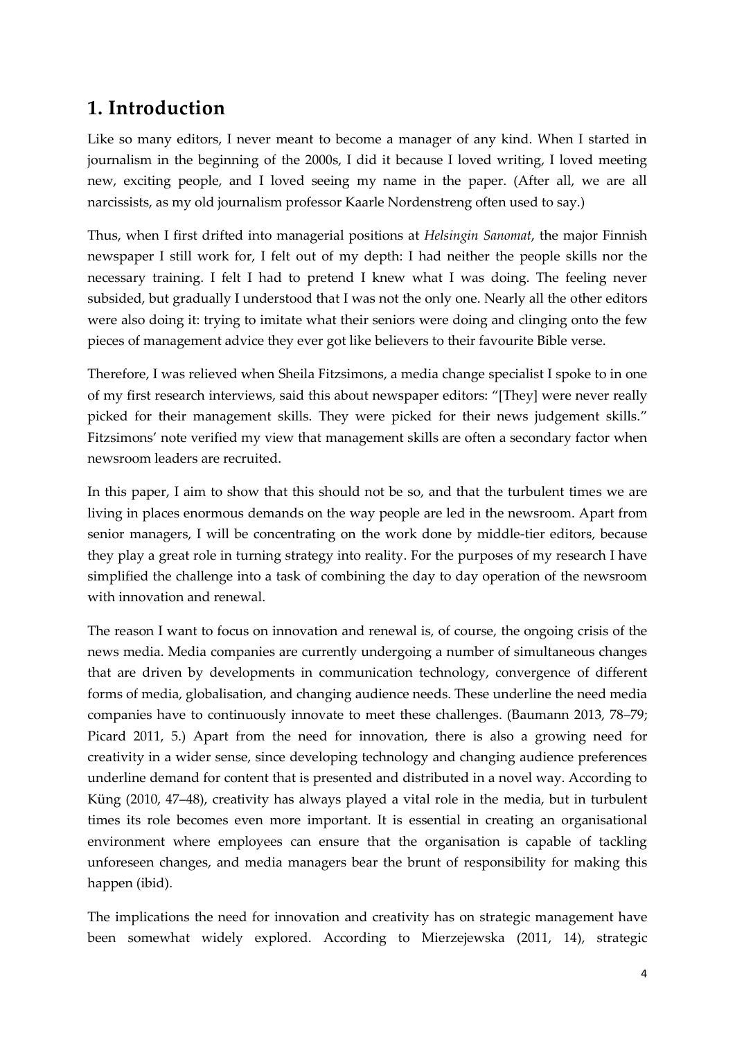# 1. Introduction

Like so many editors, I never meant to become a manager of any kind. When I started in journalism in the beginning of the 2000s, I did it because I loved writing, I loved meeting new, exciting people, and I loved seeing my name in the paper. (After all, we are all narcissists, as my old journalism professor Kaarle Nordenstreng often used to say.)

Thus, when I first drifted into managerial positions at *Helsingin Sanomat*, the major Finnish newspaper I still work for, I felt out of my depth: I had neither the people skills nor the necessary training. I felt I had to pretend I knew what I was doing. The feeling never subsided, but gradually I understood that I was not the only one. Nearly all the other editors were also doing it: trying to imitate what their seniors were doing and clinging onto the few pieces of management advice they ever got like believers to their favourite Bible verse.

Therefore, I was relieved when Sheila Fitzsimons, a media change specialist I spoke to in one of my first research interviews, said this about newspaper editors: "[They] were never really picked for their management skills. They were picked for their news judgement skills." Fitzsimons' note verified my view that management skills are often a secondary factor when newsroom leaders are recruited.

In this paper, I aim to show that this should not be so, and that the turbulent times we are living in places enormous demands on the way people are led in the newsroom. Apart from senior managers, I will be concentrating on the work done by middle-tier editors, because they play a great role in turning strategy into reality. For the purposes of my research I have simplified the challenge into a task of combining the day to day operation of the newsroom with innovation and renewal.

The reason I want to focus on innovation and renewal is, of course, the ongoing crisis of the news media. Media companies are currently undergoing a number of simultaneous changes that are driven by developments in communication technology, convergence of different forms of media, globalisation, and changing audience needs. These underline the need media companies have to continuously innovate to meet these challenges. (Baumann 2013, 78–79; Picard 2011, 5.) Apart from the need for innovation, there is also a growing need for creativity in a wider sense, since developing technology and changing audience preferences underline demand for content that is presented and distributed in a novel way. According to Küng (2010, 47–48), creativity has always played a vital role in the media, but in turbulent times its role becomes even more important. It is essential in creating an organisational environment where employees can ensure that the organisation is capable of tackling unforeseen changes, and media managers bear the brunt of responsibility for making this happen (ibid).

The implications the need for innovation and creativity has on strategic management have been somewhat widely explored. According to Mierzejewska (2011, 14), strategic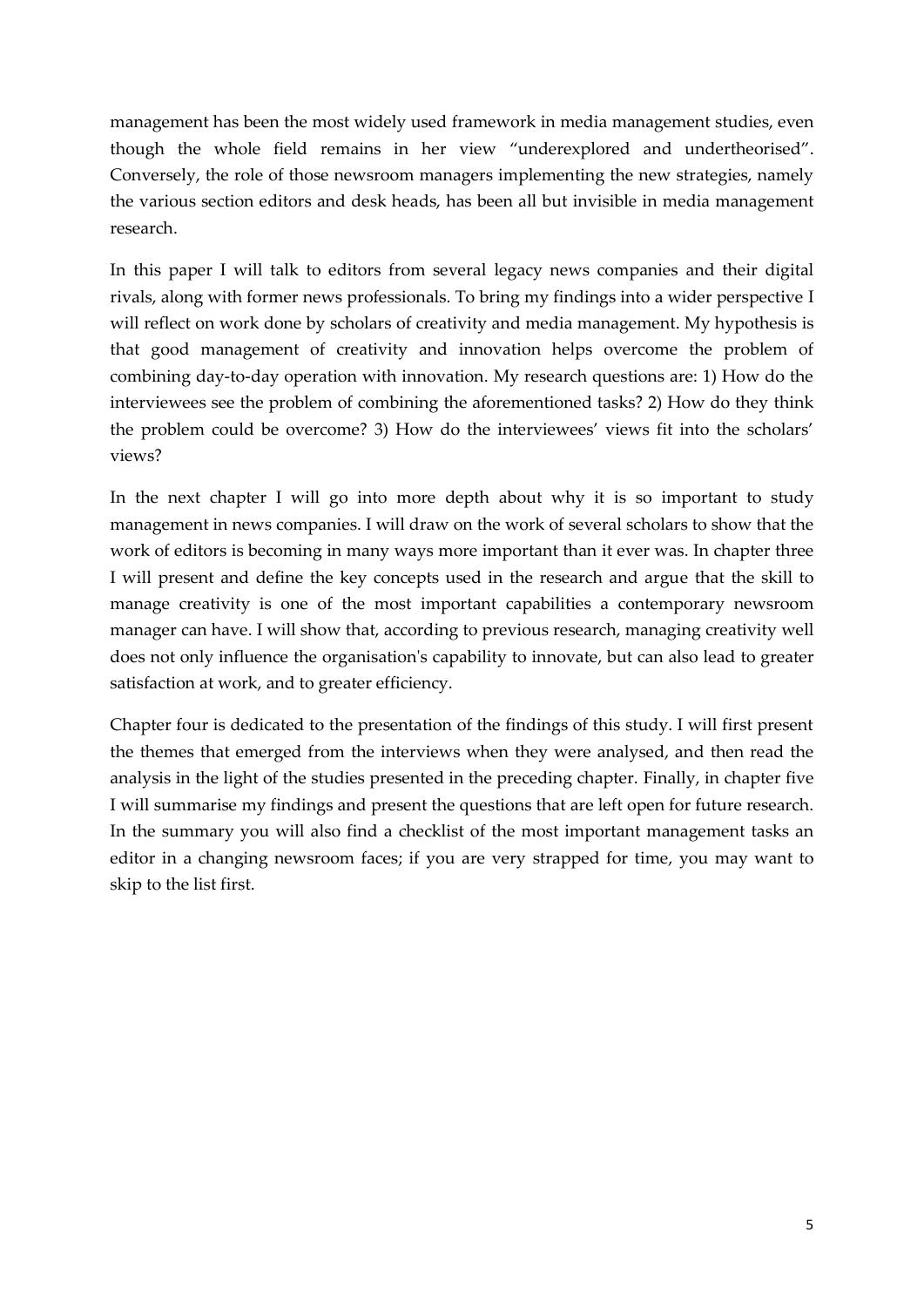management has been the most widely used framework in media management studies, even though the whole field remains in her view "underexplored and undertheorised". Conversely, the role of those newsroom managers implementing the new strategies, namely the various section editors and desk heads, has been all but invisible in media management research.

In this paper I will talk to editors from several legacy news companies and their digital rivals, along with former news professionals. To bring my findings into a wider perspective I will reflect on work done by scholars of creativity and media management. My hypothesis is that good management of creativity and innovation helps overcome the problem of combining day-to-day operation with innovation. My research questions are: 1) How do the interviewees see the problem of combining the aforementioned tasks? 2) How do they think the problem could be overcome? 3) How do the interviewees' views fit into the scholars' views?

In the next chapter I will go into more depth about why it is so important to study management in news companies. I will draw on the work of several scholars to show that the work of editors is becoming in many ways more important than it ever was. In chapter three I will present and define the key concepts used in the research and argue that the skill to manage creativity is one of the most important capabilities a contemporary newsroom manager can have. I will show that, according to previous research, managing creativity well does not only influence the organisation's capability to innovate, but can also lead to greater satisfaction at work, and to greater efficiency.

Chapter four is dedicated to the presentation of the findings of this study. I will first present the themes that emerged from the interviews when they were analysed, and then read the analysis in the light of the studies presented in the preceding chapter. Finally, in chapter five I will summarise my findings and present the questions that are left open for future research. In the summary you will also find a checklist of the most important management tasks an editor in a changing newsroom faces; if you are very strapped for time, you may want to skip to the list first.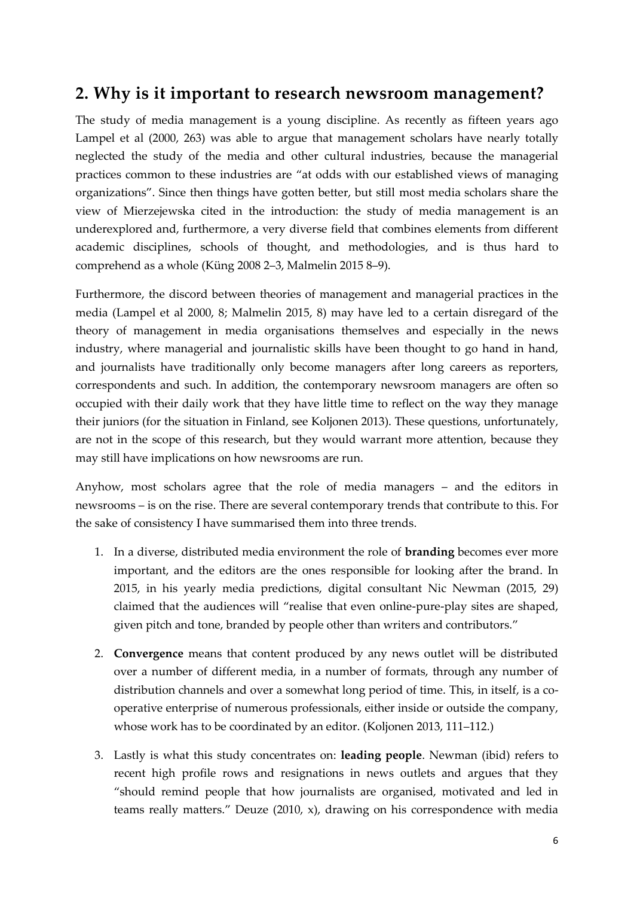## 2. Why is it important to research newsroom management?

The study of media management is a young discipline. As recently as fifteen years ago Lampel et al (2000, 263) was able to argue that management scholars have nearly totally neglected the study of the media and other cultural industries, because the managerial practices common to these industries are "at odds with our established views of managing organizations". Since then things have gotten better, but still most media scholars share the view of Mierzejewska cited in the introduction: the study of media management is an underexplored and, furthermore, a very diverse field that combines elements from different academic disciplines, schools of thought, and methodologies, and is thus hard to comprehend as a whole (Küng 2008 2–3, Malmelin 2015 8–9).

Furthermore, the discord between theories of management and managerial practices in the media (Lampel et al 2000, 8; Malmelin 2015, 8) may have led to a certain disregard of the theory of management in media organisations themselves and especially in the news industry, where managerial and journalistic skills have been thought to go hand in hand, and journalists have traditionally only become managers after long careers as reporters, correspondents and such. In addition, the contemporary newsroom managers are often so occupied with their daily work that they have little time to reflect on the way they manage their juniors (for the situation in Finland, see Koljonen 2013). These questions, unfortunately, are not in the scope of this research, but they would warrant more attention, because they may still have implications on how newsrooms are run.

Anyhow, most scholars agree that the role of media managers – and the editors in newsrooms – is on the rise. There are several contemporary trends that contribute to this. For the sake of consistency I have summarised them into three trends.

1. In a diverse, distributed media environment the role of **branding** becomes ever more important, and the editors are the ones responsible for looking after the brand. In 2015, in his yearly media predictions, digital consultant Nic Newman (2015, 29) claimed that the audiences will "realise that even online-pure-play sites are shaped, given pitch and tone, branded by people other than writers and contributors."

2. **Convergence** means that content produced by any news outlet will be distributed over a number of different media, in a number of formats, through any number of distribution channels and over a somewhat long period of time. This, in itself, is a co-operative enterprise of numerous professionals, either inside or outside the company, whose work has to be coordinated by an editor. (Koljonen 2013, 111–112.)

3. Lastly is what this study concentrates on: **leading people**. Newman (ibid) refers to recent high profile rows and resignations in news outlets and argues that they "should remind people that how journalists are organised, motivated and led in teams really matters." Deuze (2010, x), drawing on his correspondence with media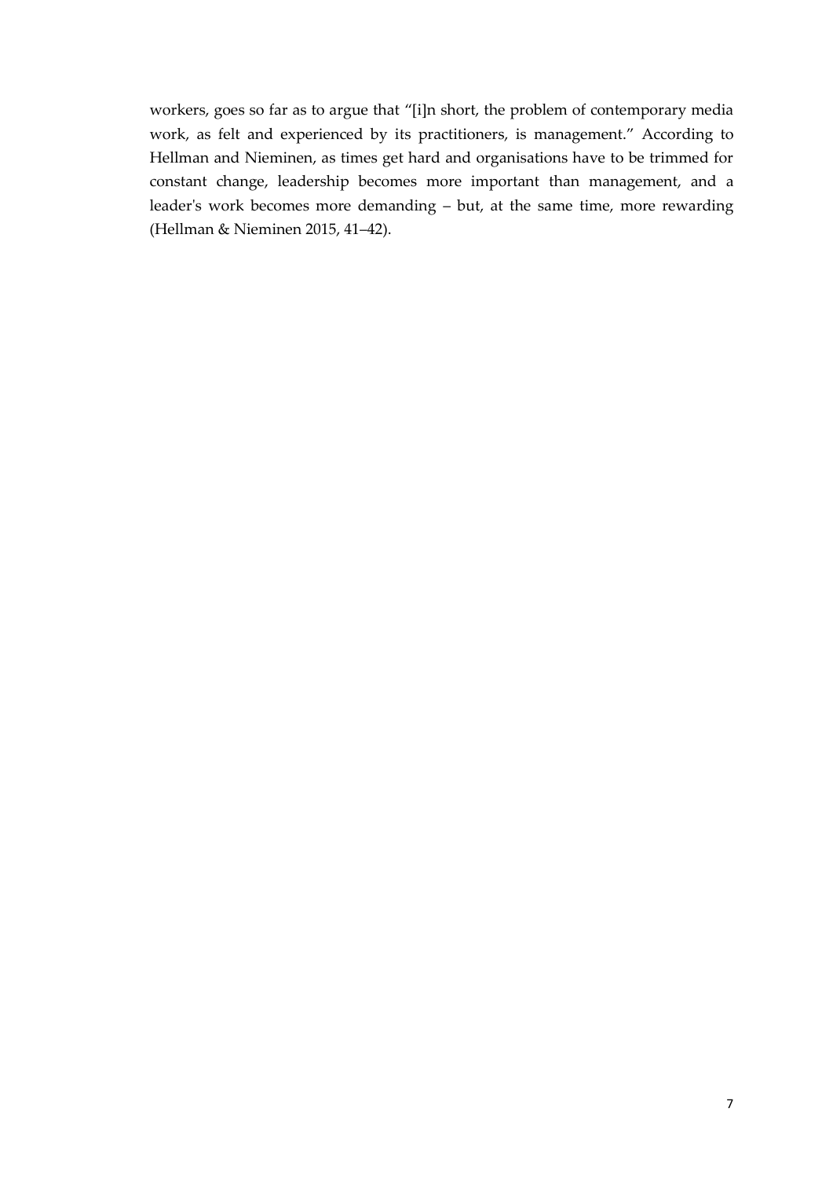workers, goes so far as to argue that "[i]n short, the problem of contemporary media work, as felt and experienced by its practitioners, is management." According to Hellman and Nieminen, as times get hard and organisations have to be trimmed for constant change, leadership becomes more important than management, and a leader's work becomes more demanding – but, at the same time, more rewarding (Hellman & Nieminen 2015, 41–42).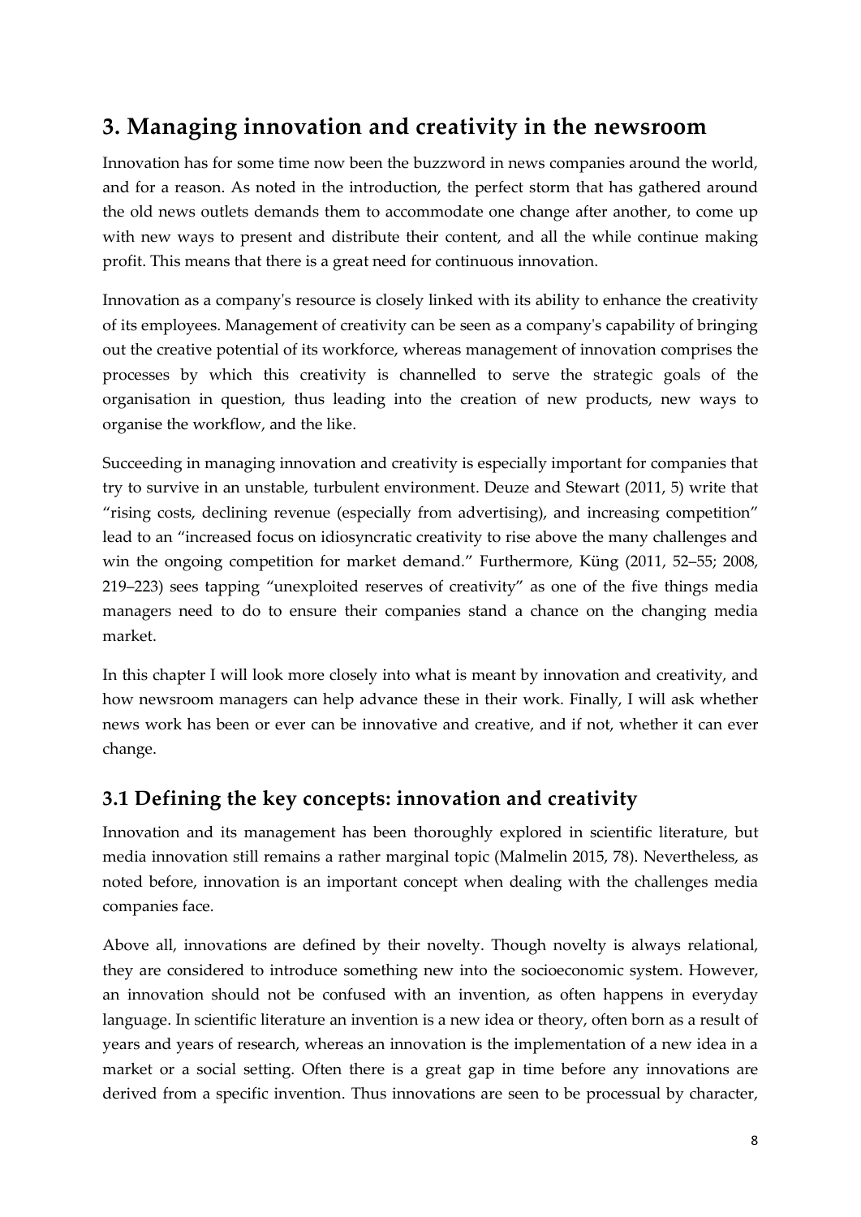# 3. Managing innovation and creativity in the newsroom

Innovation has for some time now been the buzzword in news companies around the world, and for a reason. As noted in the introduction, the perfect storm that has gathered around the old news outlets demands them to accommodate one change after another, to come up with new ways to present and distribute their content, and all the while continue making profit. This means that there is a great need for continuous innovation.

Innovation as a company's resource is closely linked with its ability to enhance the creativity of its employees. Management of creativity can be seen as a company's capability of bringing out the creative potential of its workforce, whereas management of innovation comprises the processes by which this creativity is channelled to serve the strategic goals of the organisation in question, thus leading into the creation of new products, new ways to organise the workflow, and the like.

Succeeding in managing innovation and creativity is especially important for companies that try to survive in an unstable, turbulent environment. Deuze and Stewart (2011, 5) write that "rising costs, declining revenue (especially from advertising), and increasing competition" lead to an "increased focus on idiosyncratic creativity to rise above the many challenges and win the ongoing competition for market demand." Furthermore, Küng (2011, 52–55; 2008, 219–223) sees tapping "unexploited reserves of creativity" as one of the five things media managers need to do to ensure their companies stand a chance on the changing media market.

In this chapter I will look more closely into what is meant by innovation and creativity, and how newsroom managers can help advance these in their work. Finally, I will ask whether news work has been or ever can be innovative and creative, and if not, whether it can ever change.

## 3.1 Defining the key concepts: innovation and creativity

Innovation and its management has been thoroughly explored in scientific literature, but media innovation still remains a rather marginal topic (Malmelin 2015, 78). Nevertheless, as noted before, innovation is an important concept when dealing with the challenges media companies face.

Above all, innovations are defined by their novelty. Though novelty is always relational, they are considered to introduce something new into the socioeconomic system. However, an innovation should not be confused with an invention, as often happens in everyday language. In scientific literature an invention is a new idea or theory, often born as a result of years and years of research, whereas an innovation is the implementation of a new idea in a market or a social setting. Often there is a great gap in time before any innovations are derived from a specific invention. Thus innovations are seen to be processual by character,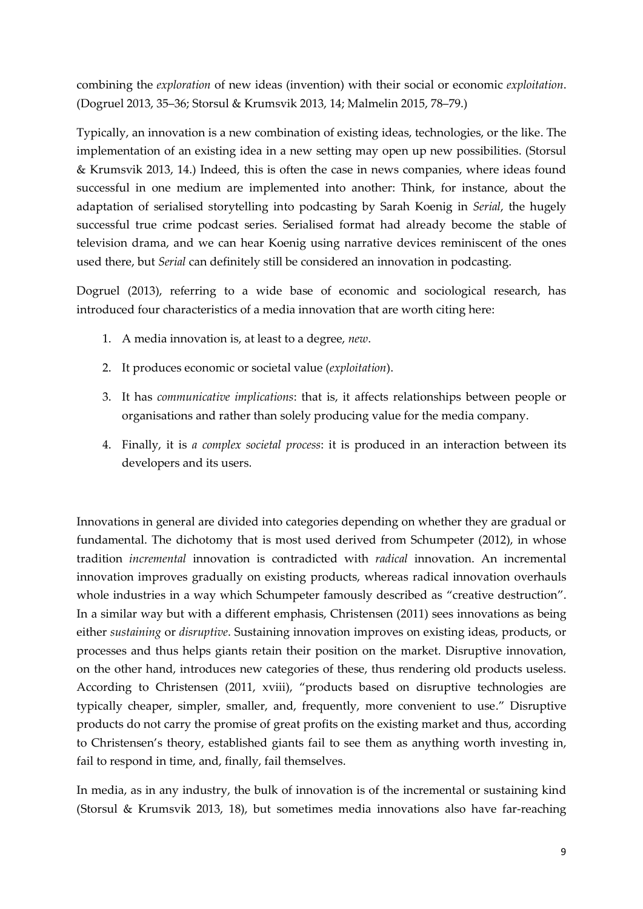combining the *exploration* of new ideas (invention) with their social or economic *exploitation*. (Dogruel 2013, 35–36; Storsul & Krumsvik 2013, 14; Malmelin 2015, 78–79.)

Typically, an innovation is a new combination of existing ideas, technologies, or the like. The implementation of an existing idea in a new setting may open up new possibilities. (Storsul & Krumsvik 2013, 14.) Indeed, this is often the case in news companies, where ideas found successful in one medium are implemented into another: Think, for instance, about the adaptation of serialised storytelling into podcasting by Sarah Koenig in *Serial*, the hugely successful true crime podcast series. Serialised format had already become the stable of television drama, and we can hear Koenig using narrative devices reminiscent of the ones used there, but *Serial* can definitely still be considered an innovation in podcasting.

Dogruel (2013), referring to a wide base of economic and sociological research, has introduced four characteristics of a media innovation that are worth citing here:

1. A media innovation is, at least to a degree, *new*.
2. It produces economic or societal value (*exploitation*).
3. It has *communicative implications*: that is, it affects relationships between people or organisations and rather than solely producing value for the media company.
4. Finally, it is *a complex societal process*: it is produced in an interaction between its developers and its users.

Innovations in general are divided into categories depending on whether they are gradual or fundamental. The dichotomy that is most used derived from Schumpeter (2012), in whose tradition *incremental* innovation is contradicted with *radical* innovation. An incremental innovation improves gradually on existing products, whereas radical innovation overhauls whole industries in a way which Schumpeter famously described as "creative destruction". In a similar way but with a different emphasis, Christensen (2011) sees innovations as being either *sustaining* or *disruptive*. Sustaining innovation improves on existing ideas, products, or processes and thus helps giants retain their position on the market. Disruptive innovation, on the other hand, introduces new categories of these, thus rendering old products useless. According to Christensen (2011, xviii), "products based on disruptive technologies are typically cheaper, simpler, smaller, and, frequently, more convenient to use." Disruptive products do not carry the promise of great profits on the existing market and thus, according to Christensen's theory, established giants fail to see them as anything worth investing in, fail to respond in time, and, finally, fail themselves.

In media, as in any industry, the bulk of innovation is of the incremental or sustaining kind (Storsul & Krumsvik 2013, 18), but sometimes media innovations also have far-reaching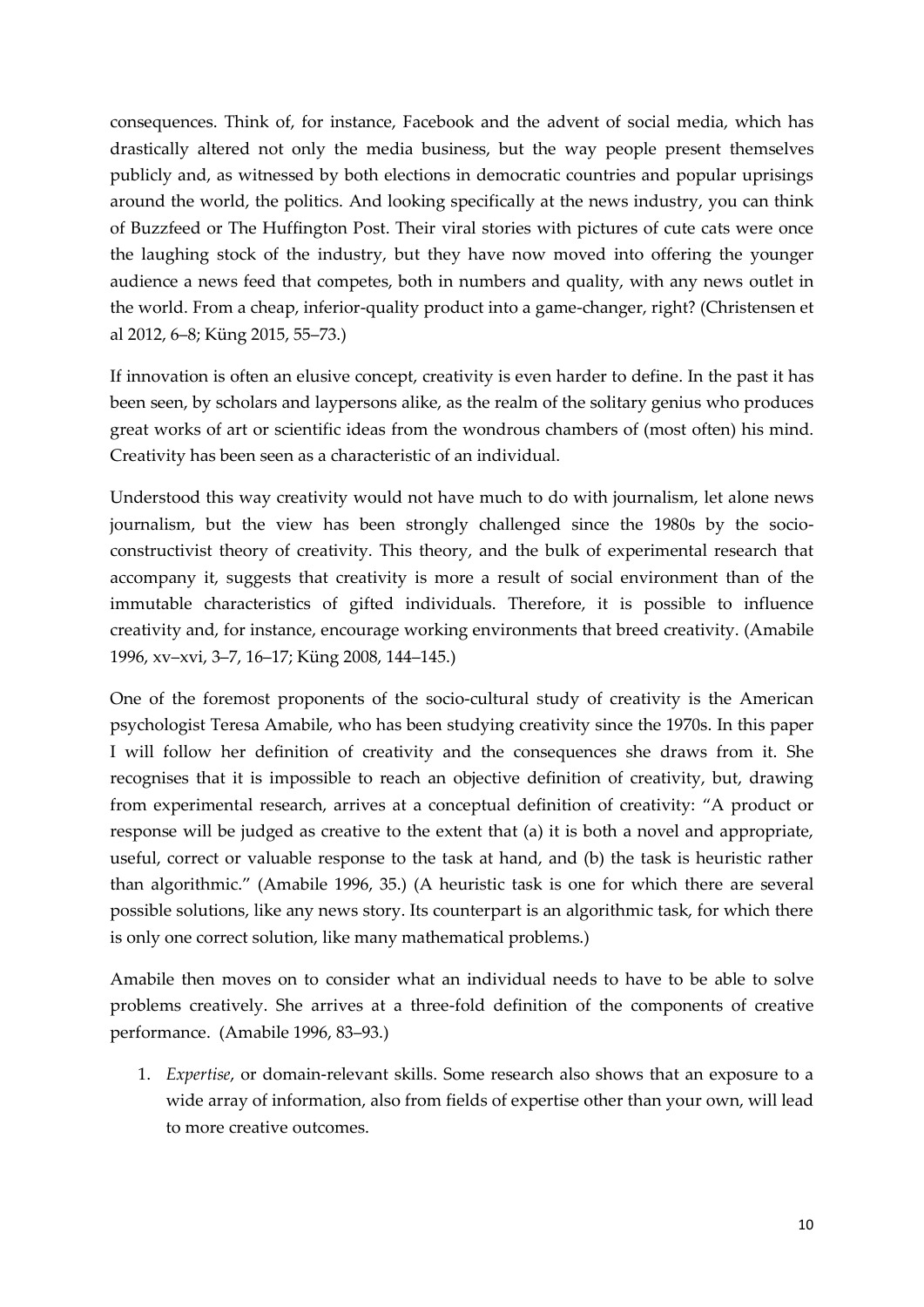consequences. Think of, for instance, Facebook and the advent of social media, which has drastically altered not only the media business, but the way people present themselves publicly and, as witnessed by both elections in democratic countries and popular uprisings around the world, the politics. And looking specifically at the news industry, you can think of Buzzfeed or The Huffington Post. Their viral stories with pictures of cute cats were once the laughing stock of the industry, but they have now moved into offering the younger audience a news feed that competes, both in numbers and quality, with any news outlet in the world. From a cheap, inferior-quality product into a game-changer, right? (Christensen et al 2012, 6–8; Küng 2015, 55–73.)

If innovation is often an elusive concept, creativity is even harder to define. In the past it has been seen, by scholars and laypersons alike, as the realm of the solitary genius who produces great works of art or scientific ideas from the wondrous chambers of (most often) his mind. Creativity has been seen as a characteristic of an individual.

Understood this way creativity would not have much to do with journalism, let alone news journalism, but the view has been strongly challenged since the 1980s by the socio-constructivist theory of creativity. This theory, and the bulk of experimental research that accompany it, suggests that creativity is more a result of social environment than of the immutable characteristics of gifted individuals. Therefore, it is possible to influence creativity and, for instance, encourage working environments that breed creativity. (Amabile 1996, xv–xvi, 3–7, 16–17; Küng 2008, 144–145.)

One of the foremost proponents of the socio-cultural study of creativity is the American psychologist Teresa Amabile, who has been studying creativity since the 1970s. In this paper I will follow her definition of creativity and the consequences she draws from it. She recognises that it is impossible to reach an objective definition of creativity, but, drawing from experimental research, arrives at a conceptual definition of creativity: "A product or response will be judged as creative to the extent that (a) it is both a novel and appropriate, useful, correct or valuable response to the task at hand, and (b) the task is heuristic rather than algorithmic." (Amabile 1996, 35.) (A heuristic task is one for which there are several possible solutions, like any news story. Its counterpart is an algorithmic task, for which there is only one correct solution, like many mathematical problems.)

Amabile then moves on to consider what an individual needs to have to be able to solve problems creatively. She arrives at a three-fold definition of the components of creative performance. (Amabile 1996, 83–93.)

1. *Expertise*, or domain-relevant skills. Some research also shows that an exposure to a wide array of information, also from fields of expertise other than your own, will lead to more creative outcomes.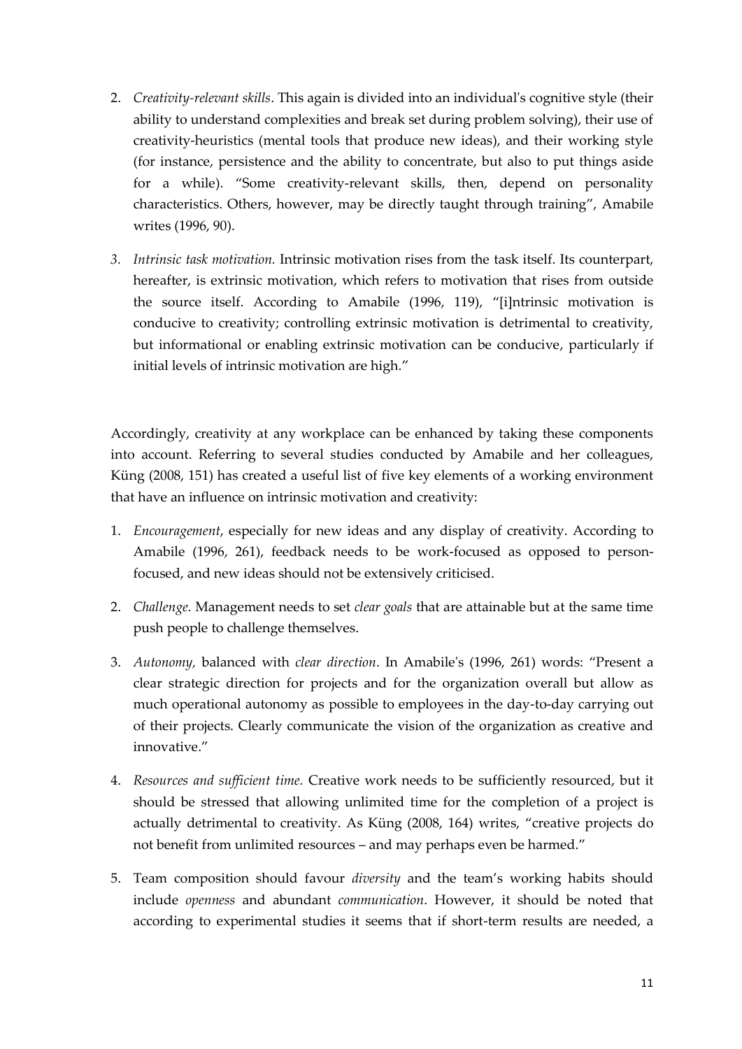2. *Creativity-relevant skills*. This again is divided into an individual's cognitive style (their ability to understand complexities and break set during problem solving), their use of creativity-heuristics (mental tools that produce new ideas), and their working style (for instance, persistence and the ability to concentrate, but also to put things aside for a while). "Some creativity-relevant skills, then, depend on personality characteristics. Others, however, may be directly taught through training", Amabile writes (1996, 90).

3. *Intrinsic task motivation.* Intrinsic motivation rises from the task itself. Its counterpart, hereafter, is extrinsic motivation, which refers to motivation that rises from outside the source itself. According to Amabile (1996, 119), "[i]ntrinsic motivation is conducive to creativity; controlling extrinsic motivation is detrimental to creativity, but informational or enabling extrinsic motivation can be conducive, particularly if initial levels of intrinsic motivation are high."

Accordingly, creativity at any workplace can be enhanced by taking these components into account. Referring to several studies conducted by Amabile and her colleagues, Küng (2008, 151) has created a useful list of five key elements of a working environment that have an influence on intrinsic motivation and creativity:

1. *Encouragement*, especially for new ideas and any display of creativity. According to Amabile (1996, 261), feedback needs to be work-focused as opposed to person-focused, and new ideas should not be extensively criticised.

2. *Challenge.* Management needs to set *clear goals* that are attainable but at the same time push people to challenge themselves.

3. *Autonomy,* balanced with *clear direction*. In Amabile's (1996, 261) words: "Present a clear strategic direction for projects and for the organization overall but allow as much operational autonomy as possible to employees in the day-to-day carrying out of their projects. Clearly communicate the vision of the organization as creative and innovative."

4. *Resources and sufficient time.* Creative work needs to be sufficiently resourced, but it should be stressed that allowing unlimited time for the completion of a project is actually detrimental to creativity. As Küng (2008, 164) writes, "creative projects do not benefit from unlimited resources – and may perhaps even be harmed."

5. Team composition should favour *diversity* and the team's working habits should include *openness* and abundant *communication*. However, it should be noted that according to experimental studies it seems that if short-term results are needed, a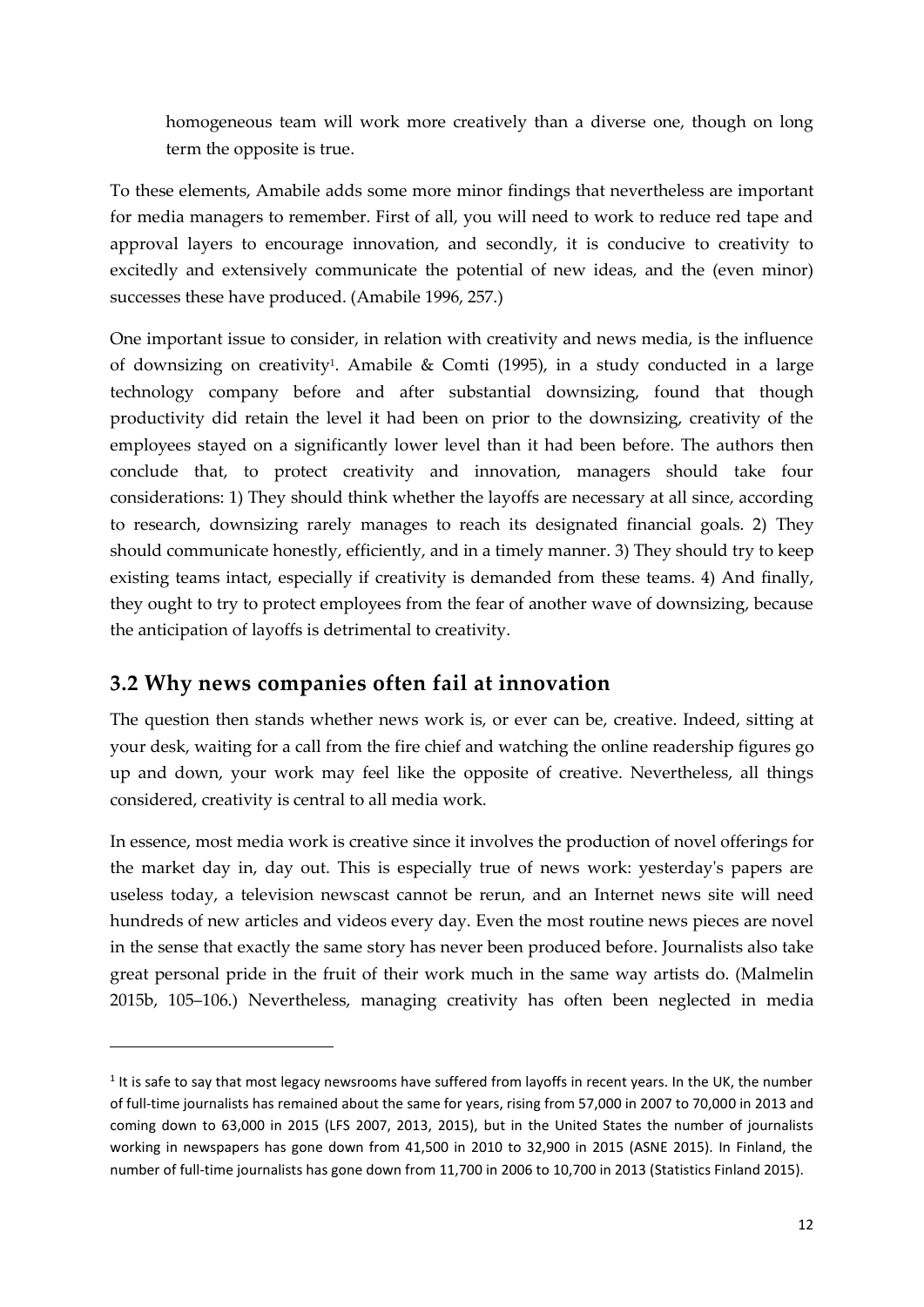homogeneous team will work more creatively than a diverse one, though on long term the opposite is true.

To these elements, Amabile adds some more minor findings that nevertheless are important for media managers to remember. First of all, you will need to work to reduce red tape and approval layers to encourage innovation, and secondly, it is conducive to creativity to excitedly and extensively communicate the potential of new ideas, and the (even minor) successes these have produced. (Amabile 1996, 257.)

One important issue to consider, in relation with creativity and news media, is the influence of downsizing on creativity[1]. Amabile & Comti (1995), in a study conducted in a large technology company before and after substantial downsizing, found that though productivity did retain the level it had been on prior to the downsizing, creativity of the employees stayed on a significantly lower level than it had been before. The authors then conclude that, to protect creativity and innovation, managers should take four considerations: 1) They should think whether the layoffs are necessary at all since, according to research, downsizing rarely manages to reach its designated financial goals. 2) They should communicate honestly, efficiently, and in a timely manner. 3) They should try to keep existing teams intact, especially if creativity is demanded from these teams. 4) And finally, they ought to try to protect employees from the fear of another wave of downsizing, because the anticipation of layoffs is detrimental to creativity.

## 3.2 Why news companies often fail at innovation

The question then stands whether news work is, or ever can be, creative. Indeed, sitting at your desk, waiting for a call from the fire chief and watching the online readership figures go up and down, your work may feel like the opposite of creative. Nevertheless, all things considered, creativity is central to all media work.

In essence, most media work is creative since it involves the production of novel offerings for the market day in, day out. This is especially true of news work: yesterday's papers are useless today, a television newscast cannot be rerun, and an Internet news site will need hundreds of new articles and videos every day. Even the most routine news pieces are novel in the sense that exactly the same story has never been produced before. Journalists also take great personal pride in the fruit of their work much in the same way artists do. (Malmelin 2015b, 105–106.) Nevertheless, managing creativity has often been neglected in media

[1] It is safe to say that most legacy newsrooms have suffered from layoffs in recent years. In the UK, the number of full-time journalists has remained about the same for years, rising from 57,000 in 2007 to 70,000 in 2013 and coming down to 63,000 in 2015 (LFS 2007, 2013, 2015), but in the United States the number of journalists working in newspapers has gone down from 41,500 in 2010 to 32,900 in 2015 (ASNE 2015). In Finland, the number of full-time journalists has gone down from 11,700 in 2006 to 10,700 in 2013 (Statistics Finland 2015).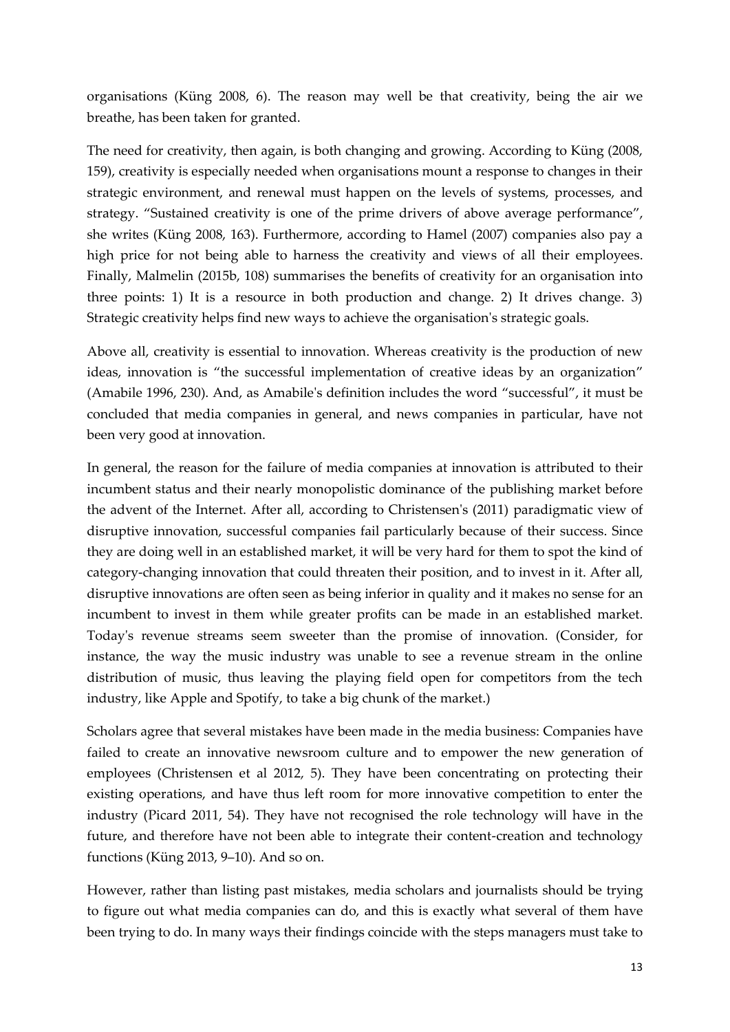organisations (Küng 2008, 6). The reason may well be that creativity, being the air we breathe, has been taken for granted.

The need for creativity, then again, is both changing and growing. According to Küng (2008, 159), creativity is especially needed when organisations mount a response to changes in their strategic environment, and renewal must happen on the levels of systems, processes, and strategy. "Sustained creativity is one of the prime drivers of above average performance", she writes (Küng 2008, 163). Furthermore, according to Hamel (2007) companies also pay a high price for not being able to harness the creativity and views of all their employees. Finally, Malmelin (2015b, 108) summarises the benefits of creativity for an organisation into three points: 1) It is a resource in both production and change. 2) It drives change. 3) Strategic creativity helps find new ways to achieve the organisation's strategic goals.

Above all, creativity is essential to innovation. Whereas creativity is the production of new ideas, innovation is "the successful implementation of creative ideas by an organization" (Amabile 1996, 230). And, as Amabile's definition includes the word "successful", it must be concluded that media companies in general, and news companies in particular, have not been very good at innovation.

In general, the reason for the failure of media companies at innovation is attributed to their incumbent status and their nearly monopolistic dominance of the publishing market before the advent of the Internet. After all, according to Christensen's (2011) paradigmatic view of disruptive innovation, successful companies fail particularly because of their success. Since they are doing well in an established market, it will be very hard for them to spot the kind of category-changing innovation that could threaten their position, and to invest in it. After all, disruptive innovations are often seen as being inferior in quality and it makes no sense for an incumbent to invest in them while greater profits can be made in an established market. Today's revenue streams seem sweeter than the promise of innovation. (Consider, for instance, the way the music industry was unable to see a revenue stream in the online distribution of music, thus leaving the playing field open for competitors from the tech industry, like Apple and Spotify, to take a big chunk of the market.)

Scholars agree that several mistakes have been made in the media business: Companies have failed to create an innovative newsroom culture and to empower the new generation of employees (Christensen et al 2012, 5). They have been concentrating on protecting their existing operations, and have thus left room for more innovative competition to enter the industry (Picard 2011, 54). They have not recognised the role technology will have in the future, and therefore have not been able to integrate their content-creation and technology functions (Küng 2013, 9–10). And so on.

However, rather than listing past mistakes, media scholars and journalists should be trying to figure out what media companies can do, and this is exactly what several of them have been trying to do. In many ways their findings coincide with the steps managers must take to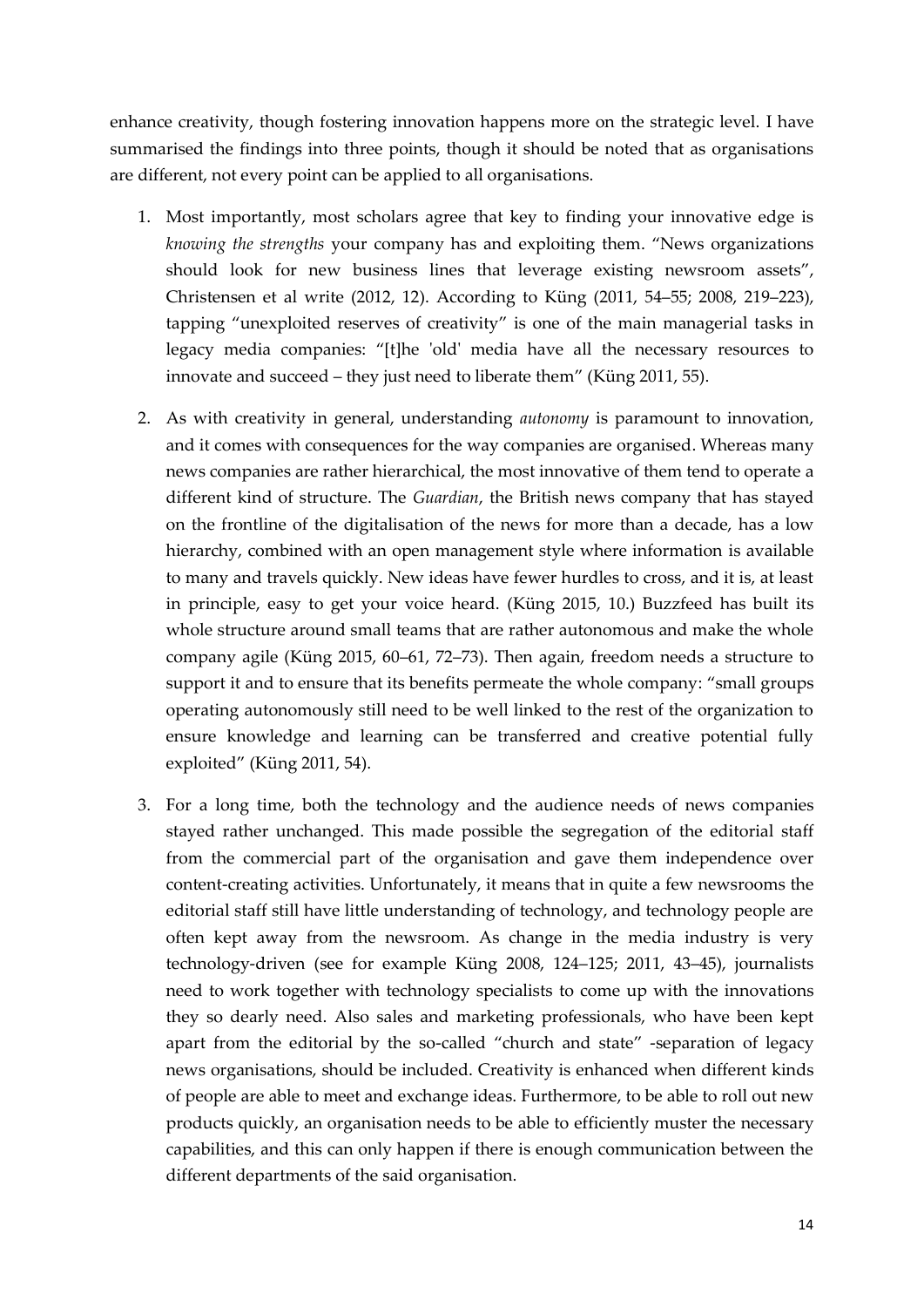enhance creativity, though fostering innovation happens more on the strategic level. I have summarised the findings into three points, though it should be noted that as organisations are different, not every point can be applied to all organisations.

1. Most importantly, most scholars agree that key to finding your innovative edge is *knowing the strengths* your company has and exploiting them. "News organizations should look for new business lines that leverage existing newsroom assets", Christensen et al write (2012, 12). According to Küng (2011, 54–55; 2008, 219–223), tapping "unexploited reserves of creativity" is one of the main managerial tasks in legacy media companies: "[t]he 'old' media have all the necessary resources to innovate and succeed – they just need to liberate them" (Küng 2011, 55).

2. As with creativity in general, understanding *autonomy* is paramount to innovation, and it comes with consequences for the way companies are organised. Whereas many news companies are rather hierarchical, the most innovative of them tend to operate a different kind of structure. The *Guardian*, the British news company that has stayed on the frontline of the digitalisation of the news for more than a decade, has a low hierarchy, combined with an open management style where information is available to many and travels quickly. New ideas have fewer hurdles to cross, and it is, at least in principle, easy to get your voice heard. (Küng 2015, 10.) Buzzfeed has built its whole structure around small teams that are rather autonomous and make the whole company agile (Küng 2015, 60–61, 72–73). Then again, freedom needs a structure to support it and to ensure that its benefits permeate the whole company: "small groups operating autonomously still need to be well linked to the rest of the organization to ensure knowledge and learning can be transferred and creative potential fully exploited" (Küng 2011, 54).

3. For a long time, both the technology and the audience needs of news companies stayed rather unchanged. This made possible the segregation of the editorial staff from the commercial part of the organisation and gave them independence over content-creating activities. Unfortunately, it means that in quite a few newsrooms the editorial staff still have little understanding of technology, and technology people are often kept away from the newsroom. As change in the media industry is very technology-driven (see for example Küng 2008, 124–125; 2011, 43–45), journalists need to work together with technology specialists to come up with the innovations they so dearly need. Also sales and marketing professionals, who have been kept apart from the editorial by the so-called "church and state" -separation of legacy news organisations, should be included. Creativity is enhanced when different kinds of people are able to meet and exchange ideas. Furthermore, to be able to roll out new products quickly, an organisation needs to be able to efficiently muster the necessary capabilities, and this can only happen if there is enough communication between the different departments of the said organisation.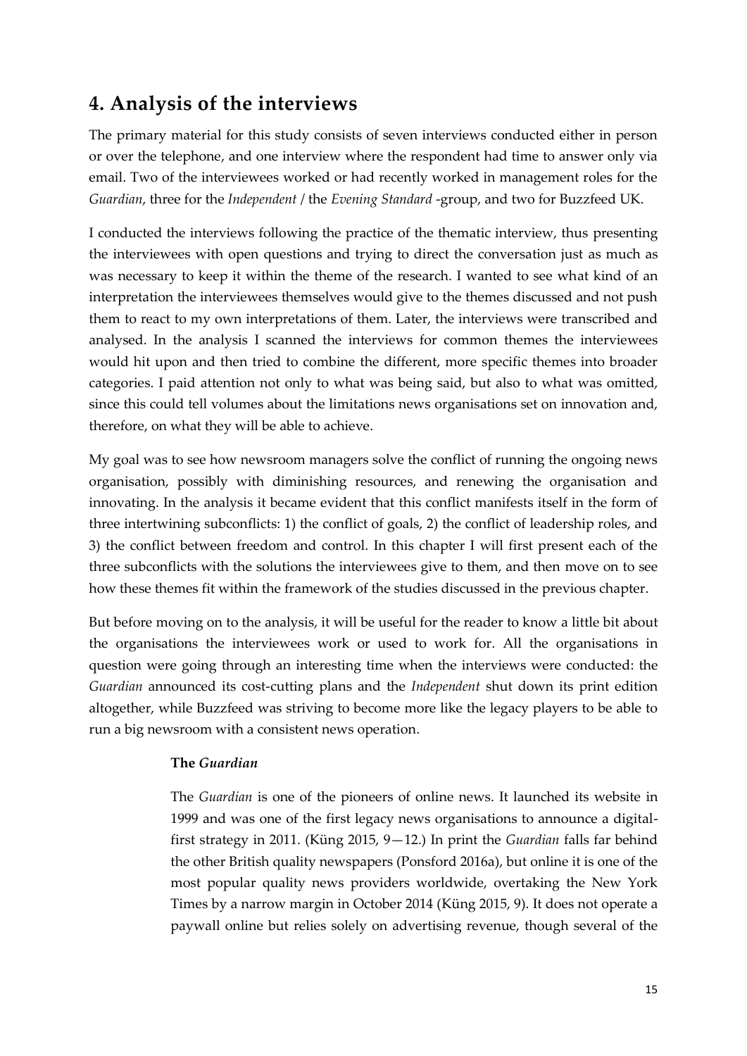## 4. Analysis of the interviews

The primary material for this study consists of seven interviews conducted either in person or over the telephone, and one interview where the respondent had time to answer only via email. Two of the interviewees worked or had recently worked in management roles for the *Guardian*, three for the *Independent* / the *Evening Standard* -group, and two for Buzzfeed UK.

I conducted the interviews following the practice of the thematic interview, thus presenting the interviewees with open questions and trying to direct the conversation just as much as was necessary to keep it within the theme of the research. I wanted to see what kind of an interpretation the interviewees themselves would give to the themes discussed and not push them to react to my own interpretations of them. Later, the interviews were transcribed and analysed. In the analysis I scanned the interviews for common themes the interviewees would hit upon and then tried to combine the different, more specific themes into broader categories. I paid attention not only to what was being said, but also to what was omitted, since this could tell volumes about the limitations news organisations set on innovation and, therefore, on what they will be able to achieve.

My goal was to see how newsroom managers solve the conflict of running the ongoing news organisation, possibly with diminishing resources, and renewing the organisation and innovating. In the analysis it became evident that this conflict manifests itself in the form of three intertwining subconflicts: 1) the conflict of goals, 2) the conflict of leadership roles, and 3) the conflict between freedom and control. In this chapter I will first present each of the three subconflicts with the solutions the interviewees give to them, and then move on to see how these themes fit within the framework of the studies discussed in the previous chapter.

But before moving on to the analysis, it will be useful for the reader to know a little bit about the organisations the interviewees work or used to work for. All the organisations in question were going through an interesting time when the interviews were conducted: the *Guardian* announced its cost-cutting plans and the *Independent* shut down its print edition altogether, while Buzzfeed was striving to become more like the legacy players to be able to run a big newsroom with a consistent news operation.

**The *Guardian***

The *Guardian* is one of the pioneers of online news. It launched its website in 1999 and was one of the first legacy news organisations to announce a digital-first strategy in 2011. (Küng 2015, 9—12.) In print the *Guardian* falls far behind the other British quality newspapers (Ponsford 2016a), but online it is one of the most popular quality news providers worldwide, overtaking the New York Times by a narrow margin in October 2014 (Küng 2015, 9). It does not operate a paywall online but relies solely on advertising revenue, though several of the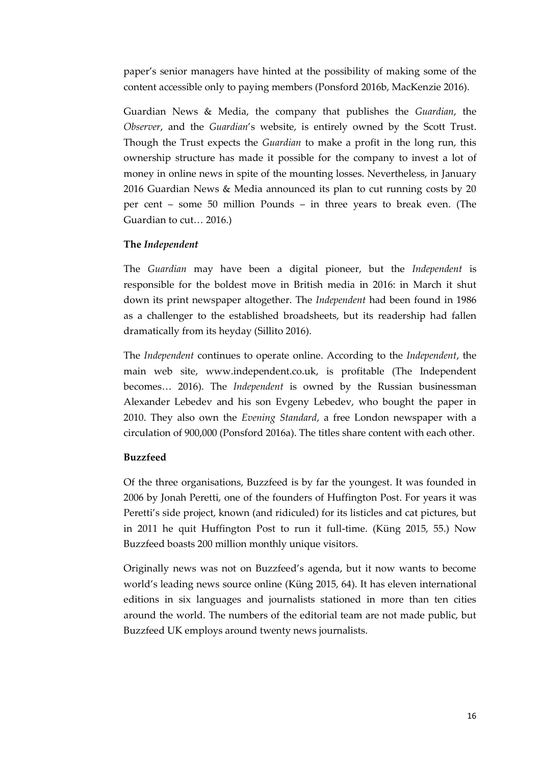paper's senior managers have hinted at the possibility of making some of the content accessible only to paying members (Ponsford 2016b, MacKenzie 2016).

Guardian News & Media, the company that publishes the *Guardian*, the *Observer*, and the *Guardian*'s website, is entirely owned by the Scott Trust. Though the Trust expects the *Guardian* to make a profit in the long run, this ownership structure has made it possible for the company to invest a lot of money in online news in spite of the mounting losses. Nevertheless, in January 2016 Guardian News & Media announced its plan to cut running costs by 20 per cent – some 50 million Pounds – in three years to break even. (The Guardian to cut… 2016.)

### The *Independent*

The *Guardian* may have been a digital pioneer, but the *Independent* is responsible for the boldest move in British media in 2016: in March it shut down its print newspaper altogether. The *Independent* had been found in 1986 as a challenger to the established broadsheets, but its readership had fallen dramatically from its heyday (Sillito 2016).

The *Independent* continues to operate online. According to the *Independent*, the main web site, www.independent.co.uk, is profitable (The Independent becomes… 2016). The *Independent* is owned by the Russian businessman Alexander Lebedev and his son Evgeny Lebedev, who bought the paper in 2010. They also own the *Evening Standard*, a free London newspaper with a circulation of 900,000 (Ponsford 2016a). The titles share content with each other.

### Buzzfeed

Of the three organisations, Buzzfeed is by far the youngest. It was founded in 2006 by Jonah Peretti, one of the founders of Huffington Post. For years it was Peretti's side project, known (and ridiculed) for its listicles and cat pictures, but in 2011 he quit Huffington Post to run it full-time. (Küng 2015, 55.) Now Buzzfeed boasts 200 million monthly unique visitors.

Originally news was not on Buzzfeed's agenda, but it now wants to become world's leading news source online (Küng 2015, 64). It has eleven international editions in six languages and journalists stationed in more than ten cities around the world. The numbers of the editorial team are not made public, but Buzzfeed UK employs around twenty news journalists.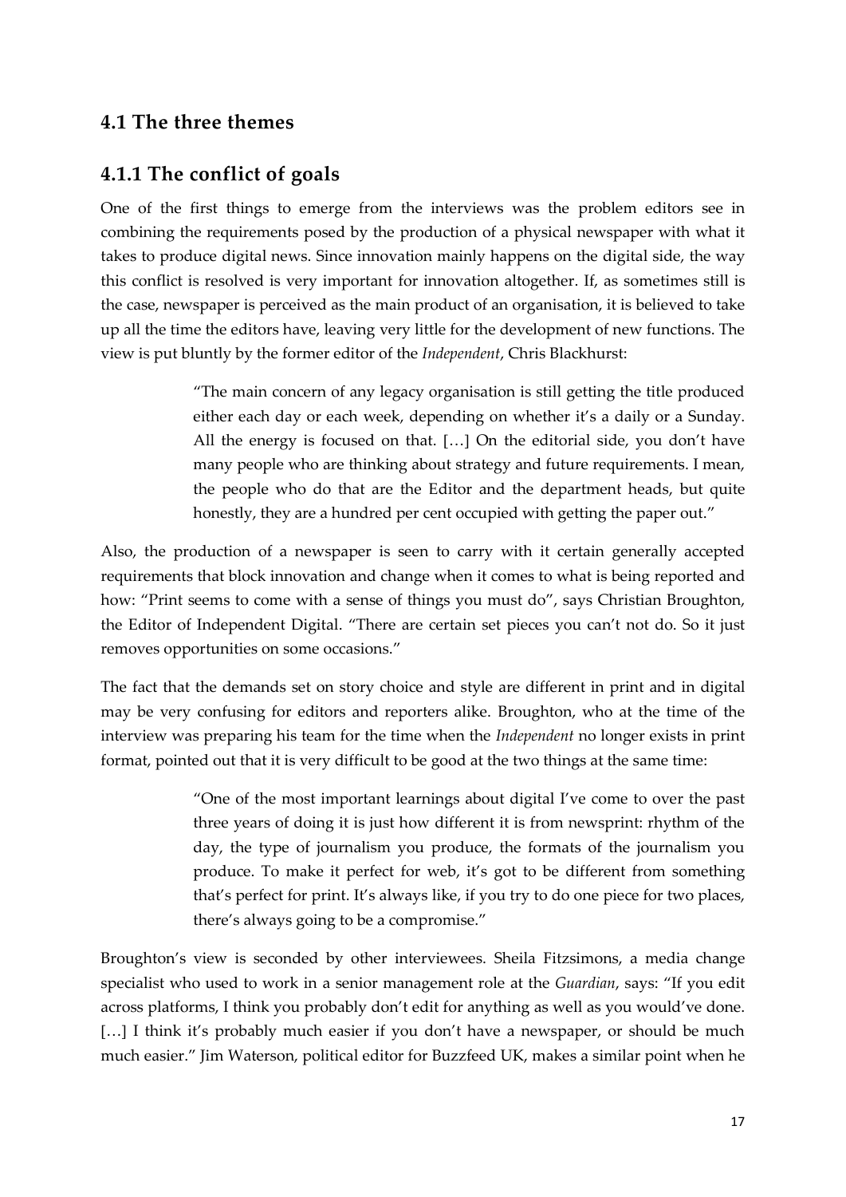## 4.1 The three themes

### 4.1.1 The conflict of goals

One of the first things to emerge from the interviews was the problem editors see in combining the requirements posed by the production of a physical newspaper with what it takes to produce digital news. Since innovation mainly happens on the digital side, the way this conflict is resolved is very important for innovation altogether. If, as sometimes still is the case, newspaper is perceived as the main product of an organisation, it is believed to take up all the time the editors have, leaving very little for the development of new functions. The view is put bluntly by the former editor of the *Independent*, Chris Blackhurst:

> "The main concern of any legacy organisation is still getting the title produced either each day or each week, depending on whether it's a daily or a Sunday. All the energy is focused on that. […] On the editorial side, you don't have many people who are thinking about strategy and future requirements. I mean, the people who do that are the Editor and the department heads, but quite honestly, they are a hundred per cent occupied with getting the paper out."

Also, the production of a newspaper is seen to carry with it certain generally accepted requirements that block innovation and change when it comes to what is being reported and how: "Print seems to come with a sense of things you must do", says Christian Broughton, the Editor of Independent Digital. "There are certain set pieces you can't not do. So it just removes opportunities on some occasions."

The fact that the demands set on story choice and style are different in print and in digital may be very confusing for editors and reporters alike. Broughton, who at the time of the interview was preparing his team for the time when the *Independent* no longer exists in print format, pointed out that it is very difficult to be good at the two things at the same time:

> "One of the most important learnings about digital I've come to over the past three years of doing it is just how different it is from newsprint: rhythm of the day, the type of journalism you produce, the formats of the journalism you produce. To make it perfect for web, it's got to be different from something that's perfect for print. It's always like, if you try to do one piece for two places, there's always going to be a compromise."

Broughton's view is seconded by other interviewees. Sheila Fitzsimons, a media change specialist who used to work in a senior management role at the *Guardian*, says: "If you edit across platforms, I think you probably don't edit for anything as well as you would've done. […] I think it's probably much easier if you don't have a newspaper, or should be much much easier." Jim Waterson, political editor for Buzzfeed UK, makes a similar point when he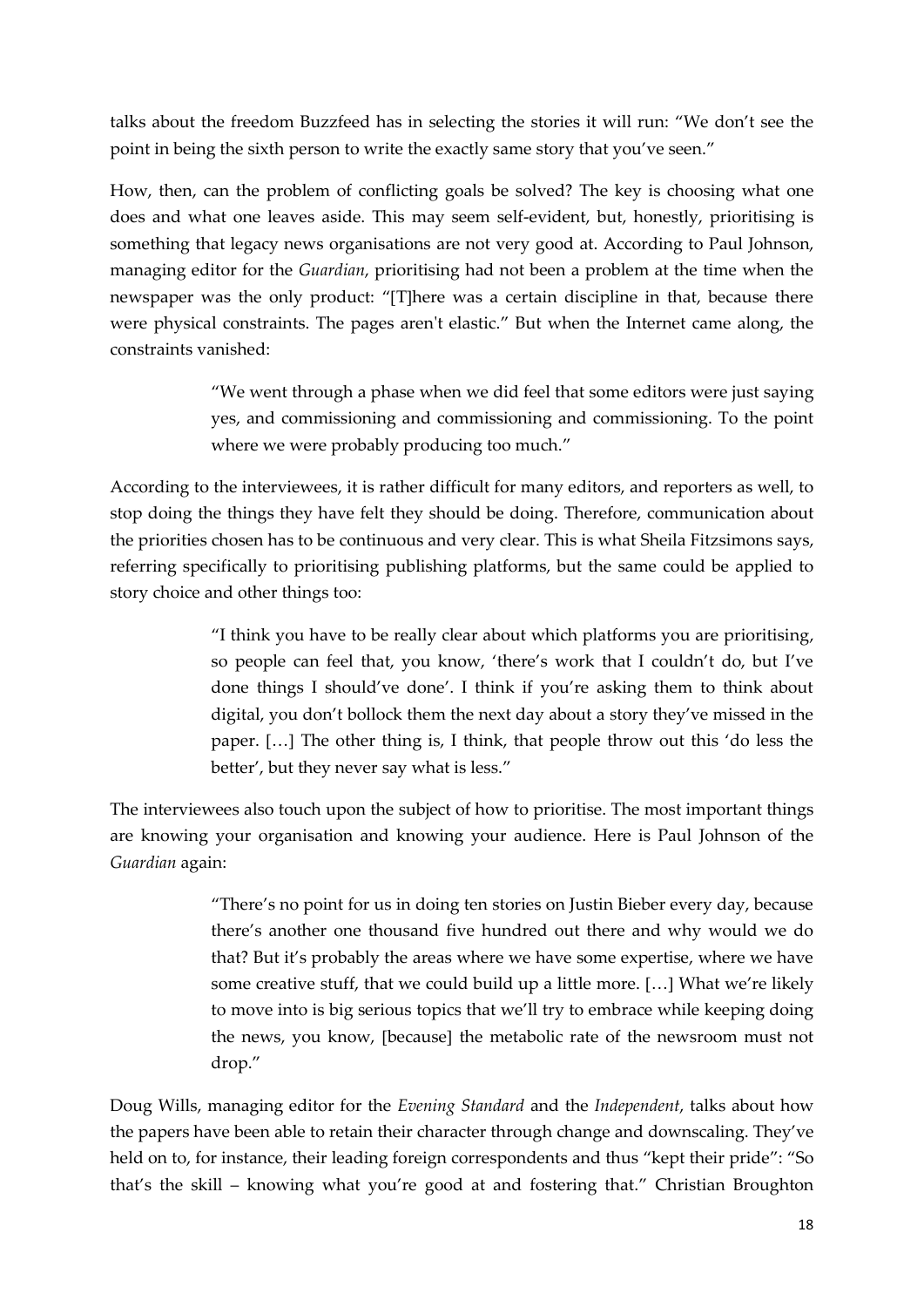talks about the freedom Buzzfeed has in selecting the stories it will run: "We don't see the point in being the sixth person to write the exactly same story that you've seen."

How, then, can the problem of conflicting goals be solved? The key is choosing what one does and what one leaves aside. This may seem self-evident, but, honestly, prioritising is something that legacy news organisations are not very good at. According to Paul Johnson, managing editor for the *Guardian*, prioritising had not been a problem at the time when the newspaper was the only product: "[T]here was a certain discipline in that, because there were physical constraints. The pages aren't elastic." But when the Internet came along, the constraints vanished:

> "We went through a phase when we did feel that some editors were just saying yes, and commissioning and commissioning and commissioning. To the point where we were probably producing too much."

According to the interviewees, it is rather difficult for many editors, and reporters as well, to stop doing the things they have felt they should be doing. Therefore, communication about the priorities chosen has to be continuous and very clear. This is what Sheila Fitzsimons says, referring specifically to prioritising publishing platforms, but the same could be applied to story choice and other things too:

> "I think you have to be really clear about which platforms you are prioritising, so people can feel that, you know, 'there's work that I couldn't do, but I've done things I should've done'. I think if you're asking them to think about digital, you don't bollock them the next day about a story they've missed in the paper. […] The other thing is, I think, that people throw out this 'do less the better', but they never say what is less."

The interviewees also touch upon the subject of how to prioritise. The most important things are knowing your organisation and knowing your audience. Here is Paul Johnson of the *Guardian* again:

> "There's no point for us in doing ten stories on Justin Bieber every day, because there's another one thousand five hundred out there and why would we do that? But it's probably the areas where we have some expertise, where we have some creative stuff, that we could build up a little more. […] What we're likely to move into is big serious topics that we'll try to embrace while keeping doing the news, you know, [because] the metabolic rate of the newsroom must not drop."

Doug Wills, managing editor for the *Evening Standard* and the *Independent*, talks about how the papers have been able to retain their character through change and downscaling. They've held on to, for instance, their leading foreign correspondents and thus "kept their pride": "So that's the skill – knowing what you're good at and fostering that." Christian Broughton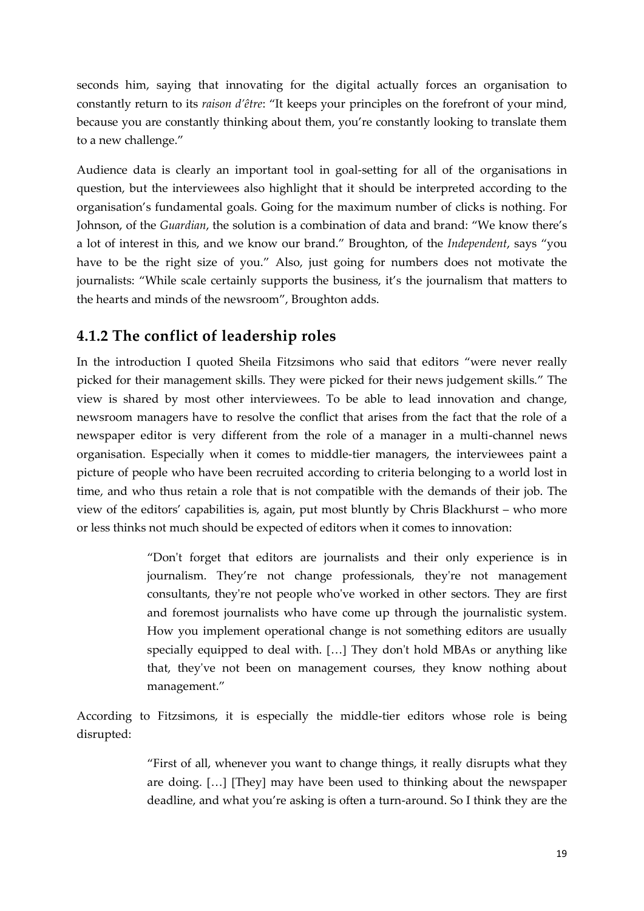seconds him, saying that innovating for the digital actually forces an organisation to constantly return to its *raison d'être*: "It keeps your principles on the forefront of your mind, because you are constantly thinking about them, you're constantly looking to translate them to a new challenge."

Audience data is clearly an important tool in goal-setting for all of the organisations in question, but the interviewees also highlight that it should be interpreted according to the organisation's fundamental goals. Going for the maximum number of clicks is nothing. For Johnson, of the *Guardian*, the solution is a combination of data and brand: "We know there's a lot of interest in this, and we know our brand." Broughton, of the *Independent*, says "you have to be the right size of you." Also, just going for numbers does not motivate the journalists: "While scale certainly supports the business, it's the journalism that matters to the hearts and minds of the newsroom", Broughton adds.

### 4.1.2 The conflict of leadership roles

In the introduction I quoted Sheila Fitzsimons who said that editors "were never really picked for their management skills. They were picked for their news judgement skills." The view is shared by most other interviewees. To be able to lead innovation and change, newsroom managers have to resolve the conflict that arises from the fact that the role of a newspaper editor is very different from the role of a manager in a multi-channel news organisation. Especially when it comes to middle-tier managers, the interviewees paint a picture of people who have been recruited according to criteria belonging to a world lost in time, and who thus retain a role that is not compatible with the demands of their job. The view of the editors' capabilities is, again, put most bluntly by Chris Blackhurst – who more or less thinks not much should be expected of editors when it comes to innovation:

> "Don't forget that editors are journalists and their only experience is in journalism. They're not change professionals, they're not management consultants, they're not people who've worked in other sectors. They are first and foremost journalists who have come up through the journalistic system. How you implement operational change is not something editors are usually specially equipped to deal with. […] They don't hold MBAs or anything like that, they've not been on management courses, they know nothing about management."

According to Fitzsimons, it is especially the middle-tier editors whose role is being disrupted:

> "First of all, whenever you want to change things, it really disrupts what they are doing. […] [They] may have been used to thinking about the newspaper deadline, and what you're asking is often a turn-around. So I think they are the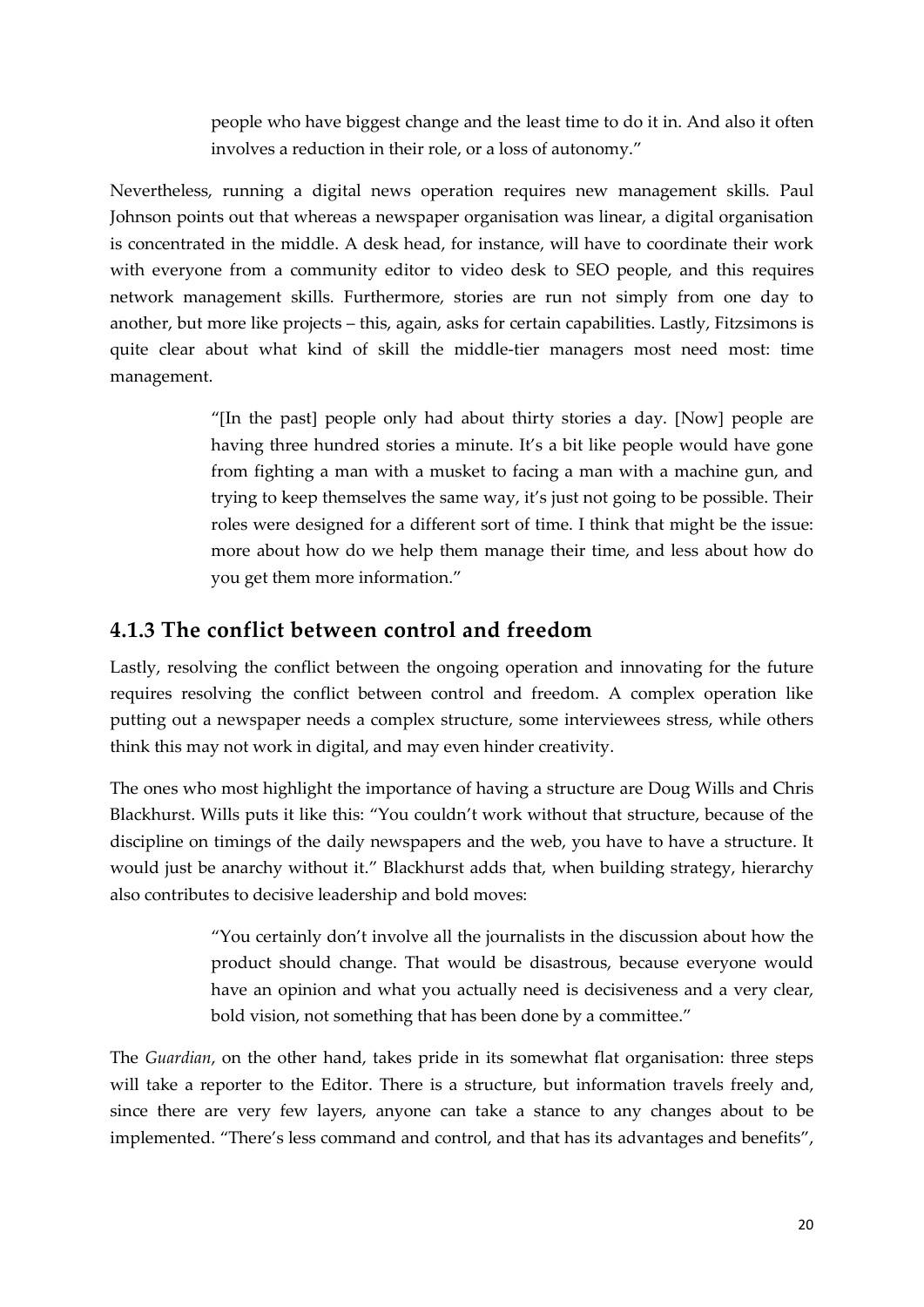> people who have biggest change and the least time to do it in. And also it often involves a reduction in their role, or a loss of autonomy."

Nevertheless, running a digital news operation requires new management skills. Paul Johnson points out that whereas a newspaper organisation was linear, a digital organisation is concentrated in the middle. A desk head, for instance, will have to coordinate their work with everyone from a community editor to video desk to SEO people, and this requires network management skills. Furthermore, stories are run not simply from one day to another, but more like projects – this, again, asks for certain capabilities. Lastly, Fitzsimons is quite clear about what kind of skill the middle-tier managers most need most: time management.

> "[In the past] people only had about thirty stories a day. [Now] people are having three hundred stories a minute. It's a bit like people would have gone from fighting a man with a musket to facing a man with a machine gun, and trying to keep themselves the same way, it's just not going to be possible. Their roles were designed for a different sort of time. I think that might be the issue: more about how do we help them manage their time, and less about how do you get them more information."

### 4.1.3 The conflict between control and freedom

Lastly, resolving the conflict between the ongoing operation and innovating for the future requires resolving the conflict between control and freedom. A complex operation like putting out a newspaper needs a complex structure, some interviewees stress, while others think this may not work in digital, and may even hinder creativity.

The ones who most highlight the importance of having a structure are Doug Wills and Chris Blackhurst. Wills puts it like this: "You couldn't work without that structure, because of the discipline on timings of the daily newspapers and the web, you have to have a structure. It would just be anarchy without it." Blackhurst adds that, when building strategy, hierarchy also contributes to decisive leadership and bold moves:

> "You certainly don't involve all the journalists in the discussion about how the product should change. That would be disastrous, because everyone would have an opinion and what you actually need is decisiveness and a very clear, bold vision, not something that has been done by a committee."

The *Guardian*, on the other hand, takes pride in its somewhat flat organisation: three steps will take a reporter to the Editor. There is a structure, but information travels freely and, since there are very few layers, anyone can take a stance to any changes about to be implemented. "There's less command and control, and that has its advantages and benefits",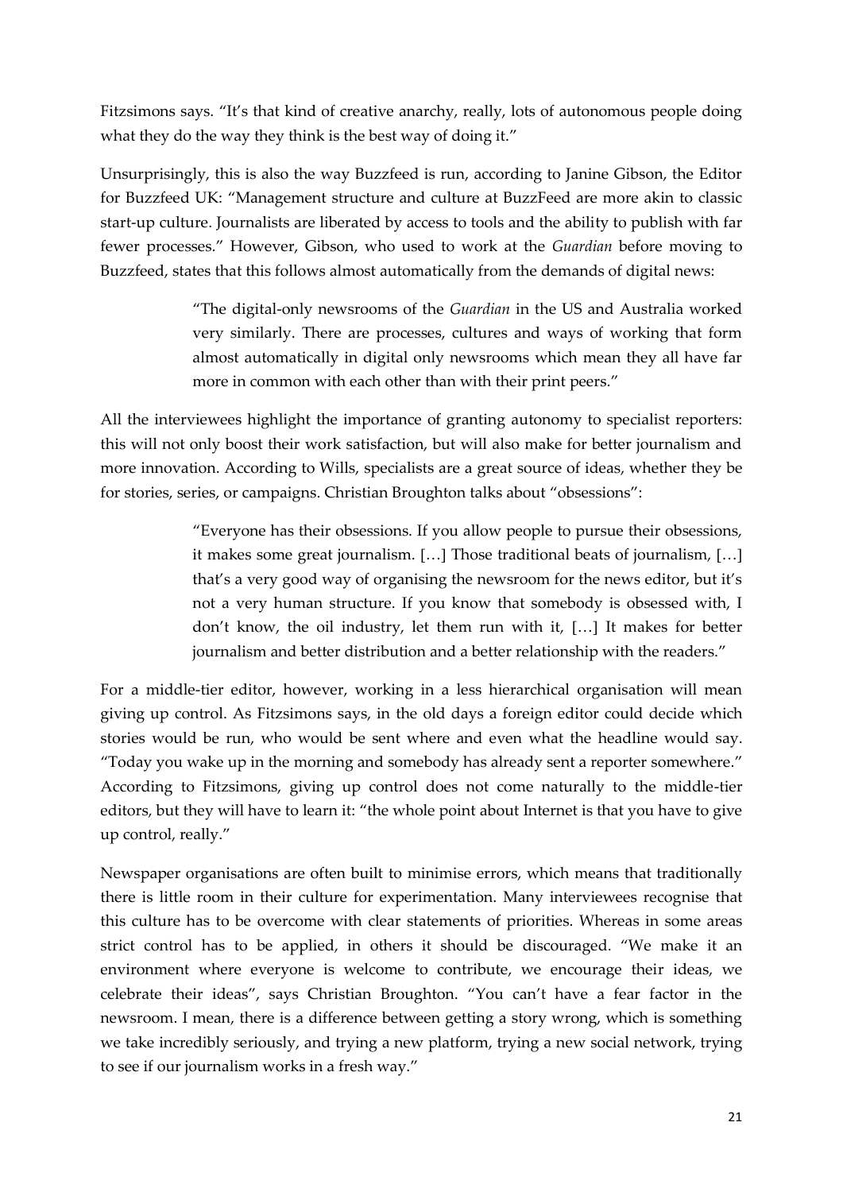Fitzsimons says. "It's that kind of creative anarchy, really, lots of autonomous people doing what they do the way they think is the best way of doing it."

Unsurprisingly, this is also the way Buzzfeed is run, according to Janine Gibson, the Editor for Buzzfeed UK: "Management structure and culture at BuzzFeed are more akin to classic start-up culture. Journalists are liberated by access to tools and the ability to publish with far fewer processes." However, Gibson, who used to work at the *Guardian* before moving to Buzzfeed, states that this follows almost automatically from the demands of digital news:

> "The digital-only newsrooms of the *Guardian* in the US and Australia worked very similarly. There are processes, cultures and ways of working that form almost automatically in digital only newsrooms which mean they all have far more in common with each other than with their print peers."

All the interviewees highlight the importance of granting autonomy to specialist reporters: this will not only boost their work satisfaction, but will also make for better journalism and more innovation. According to Wills, specialists are a great source of ideas, whether they be for stories, series, or campaigns. Christian Broughton talks about "obsessions":

> "Everyone has their obsessions. If you allow people to pursue their obsessions, it makes some great journalism. […] Those traditional beats of journalism, […] that's a very good way of organising the newsroom for the news editor, but it's not a very human structure. If you know that somebody is obsessed with, I don't know, the oil industry, let them run with it, […] It makes for better journalism and better distribution and a better relationship with the readers."

For a middle-tier editor, however, working in a less hierarchical organisation will mean giving up control. As Fitzsimons says, in the old days a foreign editor could decide which stories would be run, who would be sent where and even what the headline would say. "Today you wake up in the morning and somebody has already sent a reporter somewhere." According to Fitzsimons, giving up control does not come naturally to the middle-tier editors, but they will have to learn it: "the whole point about Internet is that you have to give up control, really."

Newspaper organisations are often built to minimise errors, which means that traditionally there is little room in their culture for experimentation. Many interviewees recognise that this culture has to be overcome with clear statements of priorities. Whereas in some areas strict control has to be applied, in others it should be discouraged. "We make it an environment where everyone is welcome to contribute, we encourage their ideas, we celebrate their ideas", says Christian Broughton. "You can't have a fear factor in the newsroom. I mean, there is a difference between getting a story wrong, which is something we take incredibly seriously, and trying a new platform, trying a new social network, trying to see if our journalism works in a fresh way."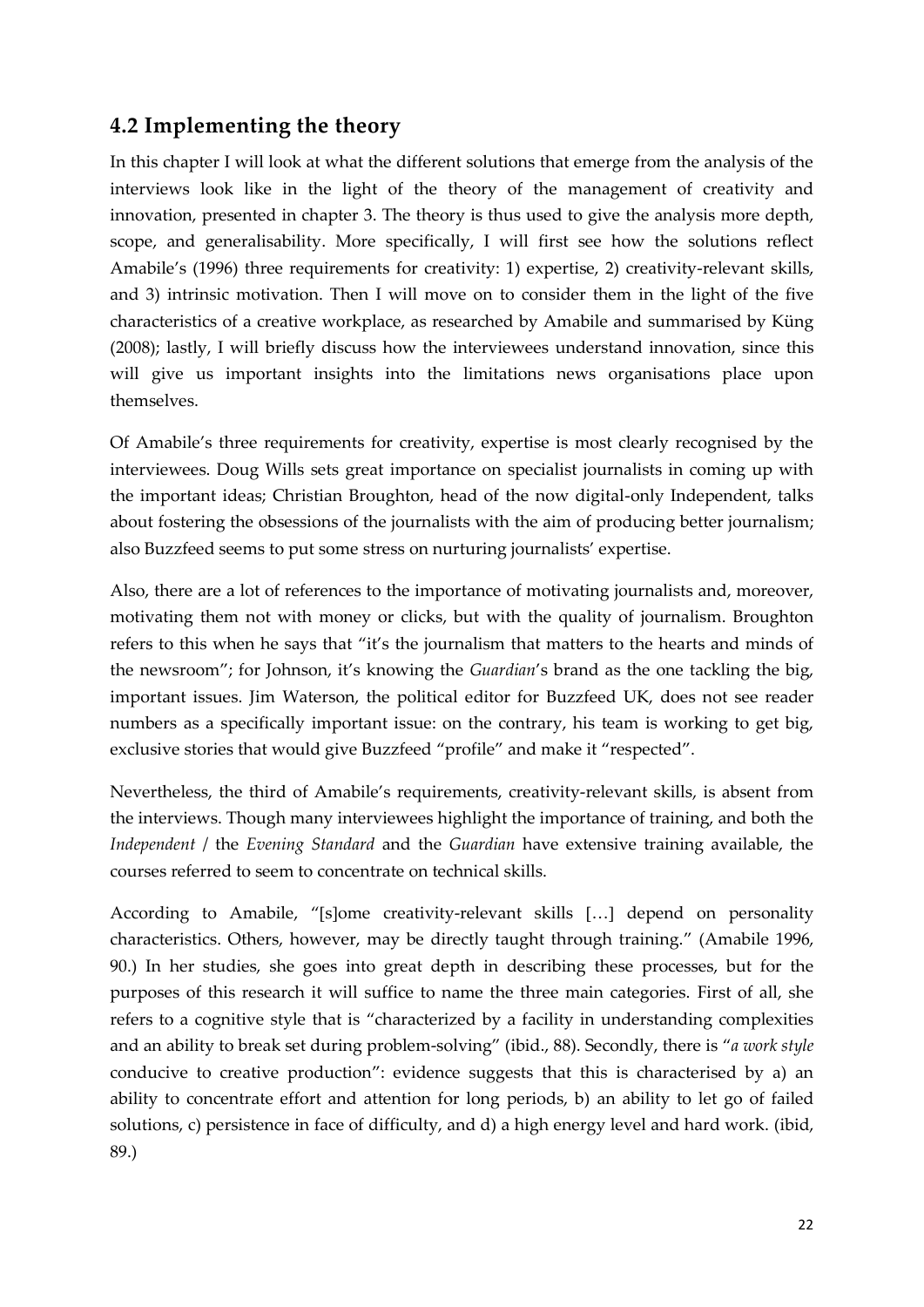## 4.2 Implementing the theory

In this chapter I will look at what the different solutions that emerge from the analysis of the interviews look like in the light of the theory of the management of creativity and innovation, presented in chapter 3. The theory is thus used to give the analysis more depth, scope, and generalisability. More specifically, I will first see how the solutions reflect Amabile's (1996) three requirements for creativity: 1) expertise, 2) creativity-relevant skills, and 3) intrinsic motivation. Then I will move on to consider them in the light of the five characteristics of a creative workplace, as researched by Amabile and summarised by Küng (2008); lastly, I will briefly discuss how the interviewees understand innovation, since this will give us important insights into the limitations news organisations place upon themselves.

Of Amabile's three requirements for creativity, expertise is most clearly recognised by the interviewees. Doug Wills sets great importance on specialist journalists in coming up with the important ideas; Christian Broughton, head of the now digital-only Independent, talks about fostering the obsessions of the journalists with the aim of producing better journalism; also Buzzfeed seems to put some stress on nurturing journalists' expertise.

Also, there are a lot of references to the importance of motivating journalists and, moreover, motivating them not with money or clicks, but with the quality of journalism. Broughton refers to this when he says that "it's the journalism that matters to the hearts and minds of the newsroom"; for Johnson, it's knowing the *Guardian*'s brand as the one tackling the big, important issues. Jim Waterson, the political editor for Buzzfeed UK, does not see reader numbers as a specifically important issue: on the contrary, his team is working to get big, exclusive stories that would give Buzzfeed "profile" and make it "respected".

Nevertheless, the third of Amabile's requirements, creativity-relevant skills, is absent from the interviews. Though many interviewees highlight the importance of training, and both the *Independent* / the *Evening Standard* and the *Guardian* have extensive training available, the courses referred to seem to concentrate on technical skills.

According to Amabile, "[s]ome creativity-relevant skills […] depend on personality characteristics. Others, however, may be directly taught through training." (Amabile 1996, 90.) In her studies, she goes into great depth in describing these processes, but for the purposes of this research it will suffice to name the three main categories. First of all, she refers to a cognitive style that is "characterized by a facility in understanding complexities and an ability to break set during problem-solving" (ibid., 88). Secondly, there is "*a work style* conducive to creative production": evidence suggests that this is characterised by a) an ability to concentrate effort and attention for long periods, b) an ability to let go of failed solutions, c) persistence in face of difficulty, and d) a high energy level and hard work. (ibid, 89.)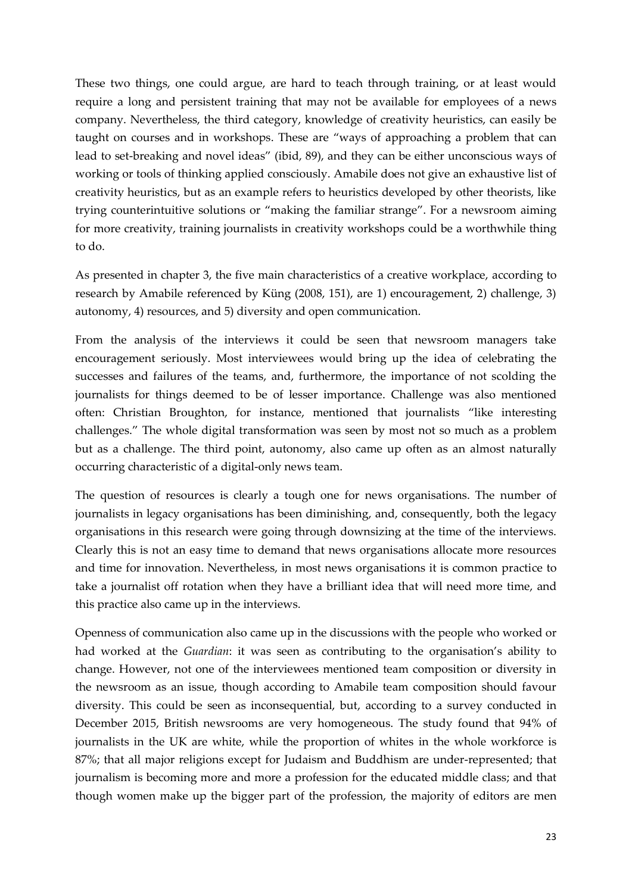These two things, one could argue, are hard to teach through training, or at least would require a long and persistent training that may not be available for employees of a news company. Nevertheless, the third category, knowledge of creativity heuristics, can easily be taught on courses and in workshops. These are "ways of approaching a problem that can lead to set-breaking and novel ideas" (ibid, 89), and they can be either unconscious ways of working or tools of thinking applied consciously. Amabile does not give an exhaustive list of creativity heuristics, but as an example refers to heuristics developed by other theorists, like trying counterintuitive solutions or "making the familiar strange". For a newsroom aiming for more creativity, training journalists in creativity workshops could be a worthwhile thing to do.

As presented in chapter 3, the five main characteristics of a creative workplace, according to research by Amabile referenced by Küng (2008, 151), are 1) encouragement, 2) challenge, 3) autonomy, 4) resources, and 5) diversity and open communication.

From the analysis of the interviews it could be seen that newsroom managers take encouragement seriously. Most interviewees would bring up the idea of celebrating the successes and failures of the teams, and, furthermore, the importance of not scolding the journalists for things deemed to be of lesser importance. Challenge was also mentioned often: Christian Broughton, for instance, mentioned that journalists "like interesting challenges." The whole digital transformation was seen by most not so much as a problem but as a challenge. The third point, autonomy, also came up often as an almost naturally occurring characteristic of a digital-only news team.

The question of resources is clearly a tough one for news organisations. The number of journalists in legacy organisations has been diminishing, and, consequently, both the legacy organisations in this research were going through downsizing at the time of the interviews. Clearly this is not an easy time to demand that news organisations allocate more resources and time for innovation. Nevertheless, in most news organisations it is common practice to take a journalist off rotation when they have a brilliant idea that will need more time, and this practice also came up in the interviews.

Openness of communication also came up in the discussions with the people who worked or had worked at the *Guardian*: it was seen as contributing to the organisation's ability to change. However, not one of the interviewees mentioned team composition or diversity in the newsroom as an issue, though according to Amabile team composition should favour diversity. This could be seen as inconsequential, but, according to a survey conducted in December 2015, British newsrooms are very homogeneous. The study found that 94% of journalists in the UK are white, while the proportion of whites in the whole workforce is 87%; that all major religions except for Judaism and Buddhism are under-represented; that journalism is becoming more and more a profession for the educated middle class; and that though women make up the bigger part of the profession, the majority of editors are men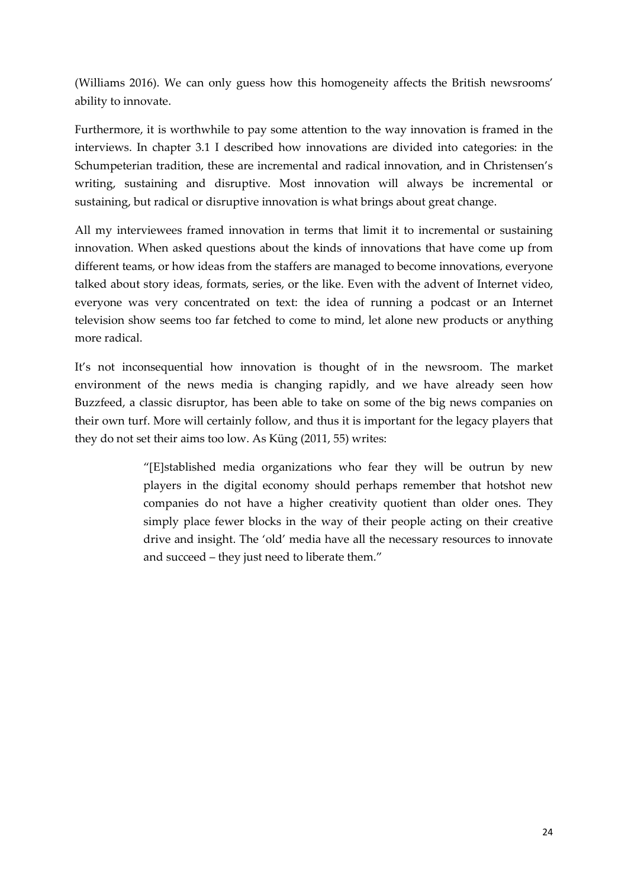(Williams 2016). We can only guess how this homogeneity affects the British newsrooms' ability to innovate.

Furthermore, it is worthwhile to pay some attention to the way innovation is framed in the interviews. In chapter 3.1 I described how innovations are divided into categories: in the Schumpeterian tradition, these are incremental and radical innovation, and in Christensen's writing, sustaining and disruptive. Most innovation will always be incremental or sustaining, but radical or disruptive innovation is what brings about great change.

All my interviewees framed innovation in terms that limit it to incremental or sustaining innovation. When asked questions about the kinds of innovations that have come up from different teams, or how ideas from the staffers are managed to become innovations, everyone talked about story ideas, formats, series, or the like. Even with the advent of Internet video, everyone was very concentrated on text: the idea of running a podcast or an Internet television show seems too far fetched to come to mind, let alone new products or anything more radical.

It's not inconsequential how innovation is thought of in the newsroom. The market environment of the news media is changing rapidly, and we have already seen how Buzzfeed, a classic disruptor, has been able to take on some of the big news companies on their own turf. More will certainly follow, and thus it is important for the legacy players that they do not set their aims too low. As Küng (2011, 55) writes:

> "[E]stablished media organizations who fear they will be outrun by new players in the digital economy should perhaps remember that hotshot new companies do not have a higher creativity quotient than older ones. They simply place fewer blocks in the way of their people acting on their creative drive and insight. The 'old' media have all the necessary resources to innovate and succeed – they just need to liberate them."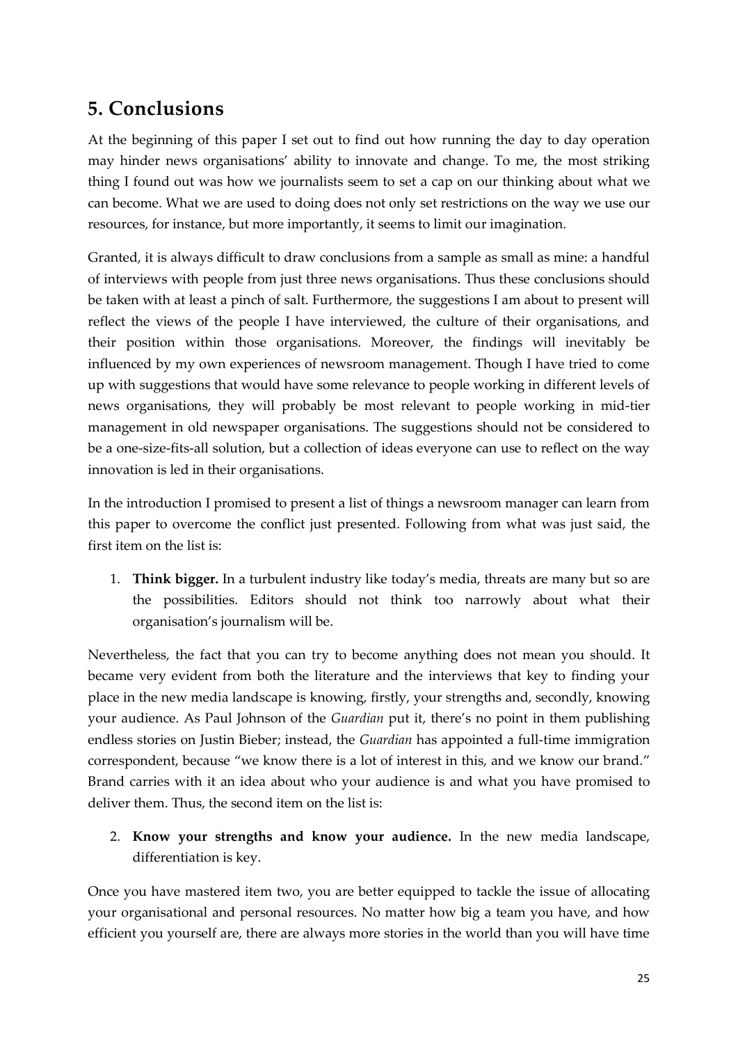## 5. Conclusions

At the beginning of this paper I set out to find out how running the day to day operation may hinder news organisations' ability to innovate and change. To me, the most striking thing I found out was how we journalists seem to set a cap on our thinking about what we can become. What we are used to doing does not only set restrictions on the way we use our resources, for instance, but more importantly, it seems to limit our imagination.

Granted, it is always difficult to draw conclusions from a sample as small as mine: a handful of interviews with people from just three news organisations. Thus these conclusions should be taken with at least a pinch of salt. Furthermore, the suggestions I am about to present will reflect the views of the people I have interviewed, the culture of their organisations, and their position within those organisations. Moreover, the findings will inevitably be influenced by my own experiences of newsroom management. Though I have tried to come up with suggestions that would have some relevance to people working in different levels of news organisations, they will probably be most relevant to people working in mid-tier management in old newspaper organisations. The suggestions should not be considered to be a one-size-fits-all solution, but a collection of ideas everyone can use to reflect on the way innovation is led in their organisations.

In the introduction I promised to present a list of things a newsroom manager can learn from this paper to overcome the conflict just presented. Following from what was just said, the first item on the list is:

1. **Think bigger.** In a turbulent industry like today's media, threats are many but so are the possibilities. Editors should not think too narrowly about what their organisation's journalism will be.

Nevertheless, the fact that you can try to become anything does not mean you should. It became very evident from both the literature and the interviews that key to finding your place in the new media landscape is knowing, firstly, your strengths and, secondly, knowing your audience. As Paul Johnson of the *Guardian* put it, there's no point in them publishing endless stories on Justin Bieber; instead, the *Guardian* has appointed a full-time immigration correspondent, because "we know there is a lot of interest in this, and we know our brand." Brand carries with it an idea about who your audience is and what you have promised to deliver them. Thus, the second item on the list is:

2. **Know your strengths and know your audience.** In the new media landscape, differentiation is key.

Once you have mastered item two, you are better equipped to tackle the issue of allocating your organisational and personal resources. No matter how big a team you have, and how efficient you yourself are, there are always more stories in the world than you will have time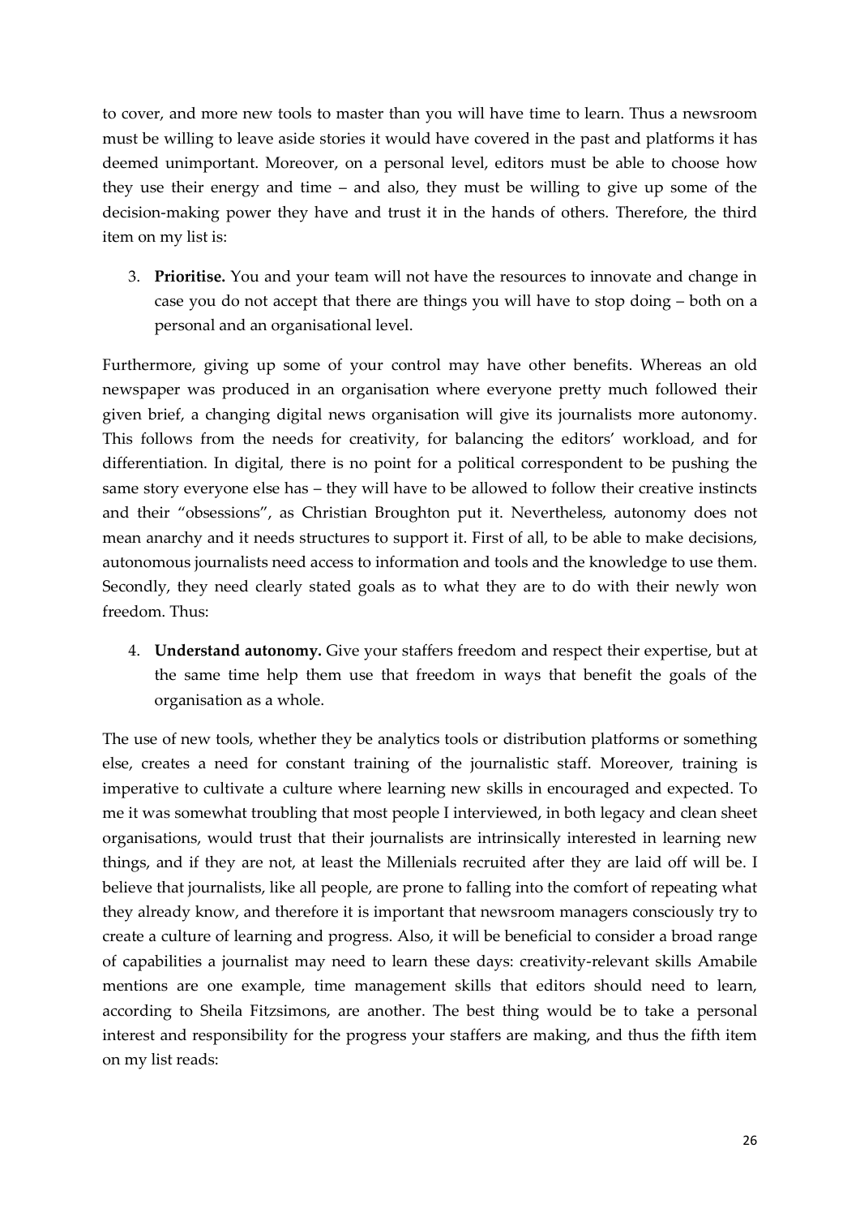to cover, and more new tools to master than you will have time to learn. Thus a newsroom must be willing to leave aside stories it would have covered in the past and platforms it has deemed unimportant. Moreover, on a personal level, editors must be able to choose how they use their energy and time – and also, they must be willing to give up some of the decision-making power they have and trust it in the hands of others. Therefore, the third item on my list is:

3. **Prioritise.** You and your team will not have the resources to innovate and change in case you do not accept that there are things you will have to stop doing – both on a personal and an organisational level.

Furthermore, giving up some of your control may have other benefits. Whereas an old newspaper was produced in an organisation where everyone pretty much followed their given brief, a changing digital news organisation will give its journalists more autonomy. This follows from the needs for creativity, for balancing the editors' workload, and for differentiation. In digital, there is no point for a political correspondent to be pushing the same story everyone else has – they will have to be allowed to follow their creative instincts and their "obsessions", as Christian Broughton put it. Nevertheless, autonomy does not mean anarchy and it needs structures to support it. First of all, to be able to make decisions, autonomous journalists need access to information and tools and the knowledge to use them. Secondly, they need clearly stated goals as to what they are to do with their newly won freedom. Thus:

4. **Understand autonomy.** Give your staffers freedom and respect their expertise, but at the same time help them use that freedom in ways that benefit the goals of the organisation as a whole.

The use of new tools, whether they be analytics tools or distribution platforms or something else, creates a need for constant training of the journalistic staff. Moreover, training is imperative to cultivate a culture where learning new skills in encouraged and expected. To me it was somewhat troubling that most people I interviewed, in both legacy and clean sheet organisations, would trust that their journalists are intrinsically interested in learning new things, and if they are not, at least the Millenials recruited after they are laid off will be. I believe that journalists, like all people, are prone to falling into the comfort of repeating what they already know, and therefore it is important that newsroom managers consciously try to create a culture of learning and progress. Also, it will be beneficial to consider a broad range of capabilities a journalist may need to learn these days: creativity-relevant skills Amabile mentions are one example, time management skills that editors should need to learn, according to Sheila Fitzsimons, are another. The best thing would be to take a personal interest and responsibility for the progress your staffers are making, and thus the fifth item on my list reads: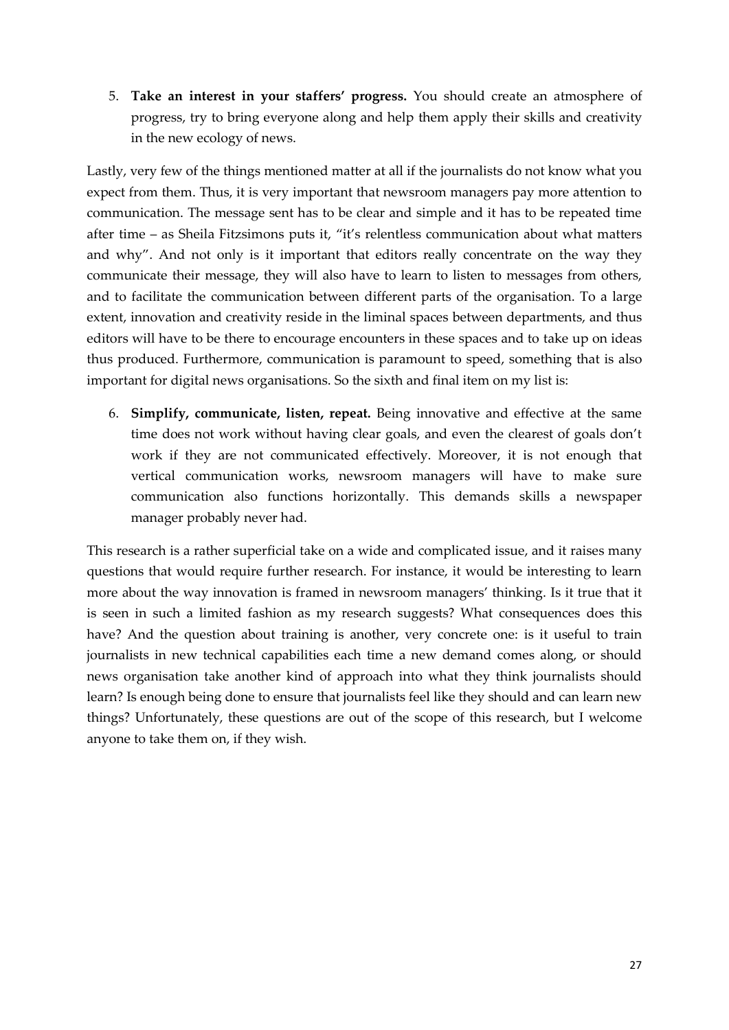5. **Take an interest in your staffers' progress.** You should create an atmosphere of progress, try to bring everyone along and help them apply their skills and creativity in the new ecology of news.

Lastly, very few of the things mentioned matter at all if the journalists do not know what you expect from them. Thus, it is very important that newsroom managers pay more attention to communication. The message sent has to be clear and simple and it has to be repeated time after time – as Sheila Fitzsimons puts it, "it's relentless communication about what matters and why". And not only is it important that editors really concentrate on the way they communicate their message, they will also have to learn to listen to messages from others, and to facilitate the communication between different parts of the organisation. To a large extent, innovation and creativity reside in the liminal spaces between departments, and thus editors will have to be there to encourage encounters in these spaces and to take up on ideas thus produced. Furthermore, communication is paramount to speed, something that is also important for digital news organisations. So the sixth and final item on my list is:

6. **Simplify, communicate, listen, repeat.** Being innovative and effective at the same time does not work without having clear goals, and even the clearest of goals don't work if they are not communicated effectively. Moreover, it is not enough that vertical communication works, newsroom managers will have to make sure communication also functions horizontally. This demands skills a newspaper manager probably never had.

This research is a rather superficial take on a wide and complicated issue, and it raises many questions that would require further research. For instance, it would be interesting to learn more about the way innovation is framed in newsroom managers' thinking. Is it true that it is seen in such a limited fashion as my research suggests? What consequences does this have? And the question about training is another, very concrete one: is it useful to train journalists in new technical capabilities each time a new demand comes along, or should news organisation take another kind of approach into what they think journalists should learn? Is enough being done to ensure that journalists feel like they should and can learn new things? Unfortunately, these questions are out of the scope of this research, but I welcome anyone to take them on, if they wish.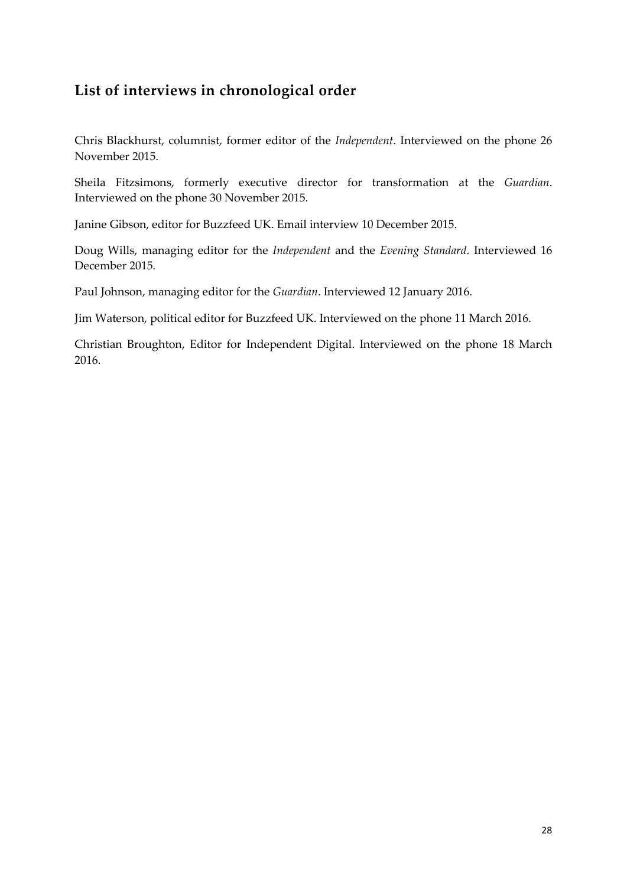## List of interviews in chronological order

Chris Blackhurst, columnist, former editor of the *Independent*. Interviewed on the phone 26 November 2015.

Sheila Fitzsimons, formerly executive director for transformation at the *Guardian*. Interviewed on the phone 30 November 2015.

Janine Gibson, editor for Buzzfeed UK. Email interview 10 December 2015.

Doug Wills, managing editor for the *Independent* and the *Evening Standard*. Interviewed 16 December 2015.

Paul Johnson, managing editor for the *Guardian*. Interviewed 12 January 2016.

Jim Waterson, political editor for Buzzfeed UK. Interviewed on the phone 11 March 2016.

Christian Broughton, Editor for Independent Digital. Interviewed on the phone 18 March 2016.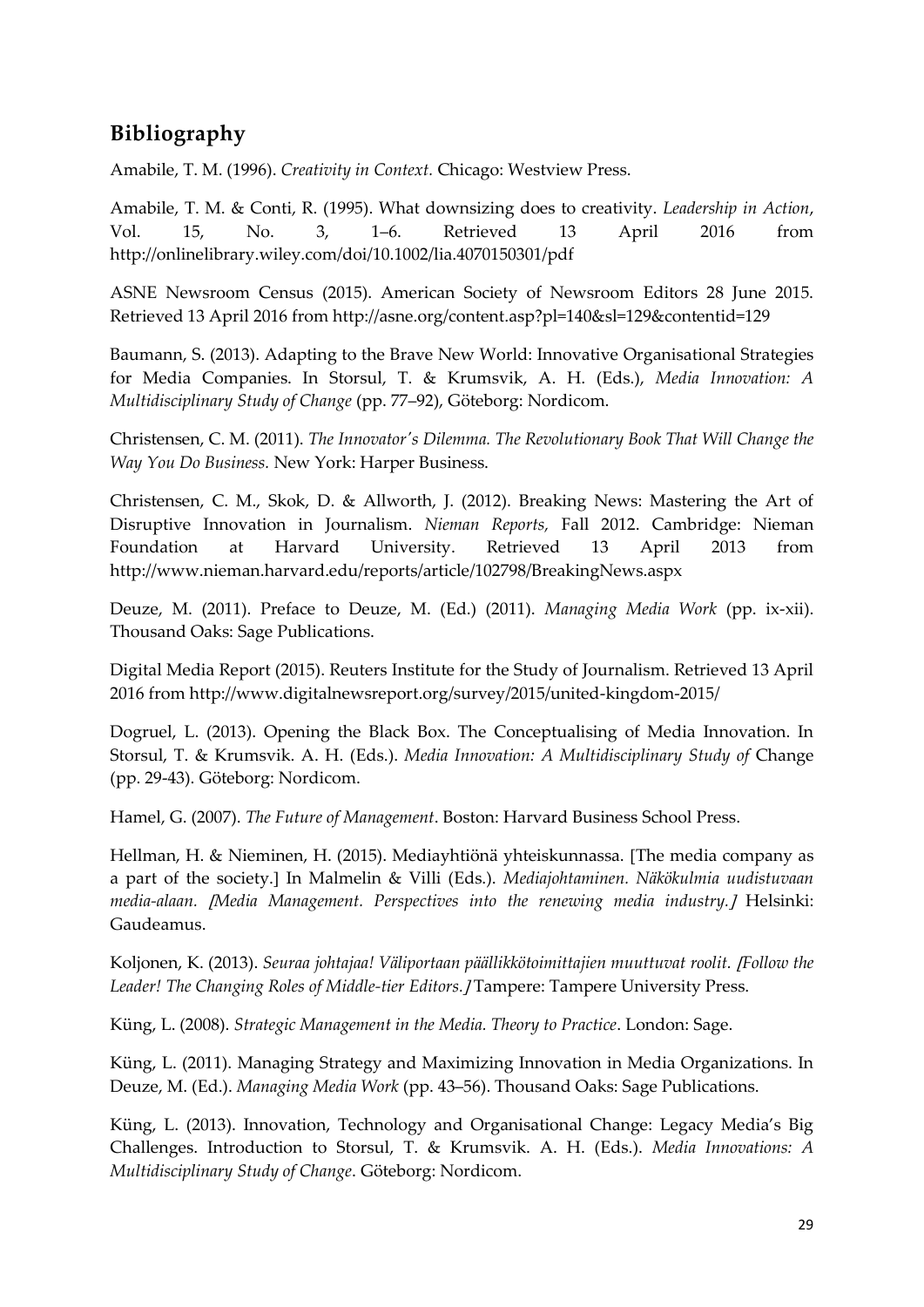## Bibliography

Amabile, T. M. (1996). *Creativity in Context.* Chicago: Westview Press.

Amabile, T. M. & Conti, R. (1995). What downsizing does to creativity. *Leadership in Action*, Vol. 15, No. 3, 1–6. Retrieved 13 April 2016 from http://onlinelibrary.wiley.com/doi/10.1002/lia.4070150301/pdf

ASNE Newsroom Census (2015). American Society of Newsroom Editors 28 June 2015. Retrieved 13 April 2016 from http://asne.org/content.asp?pl=140&sl=129&contentid=129

Baumann, S. (2013). Adapting to the Brave New World: Innovative Organisational Strategies for Media Companies. In Storsul, T. & Krumsvik, A. H. (Eds.), *Media Innovation: A Multidisciplinary Study of Change* (pp. 77–92), Göteborg: Nordicom.

Christensen, C. M. (2011). *The Innovator's Dilemma. The Revolutionary Book That Will Change the Way You Do Business.* New York: Harper Business.

Christensen, C. M., Skok, D. & Allworth, J. (2012). Breaking News: Mastering the Art of Disruptive Innovation in Journalism. *Nieman Reports,* Fall 2012. Cambridge: Nieman Foundation at Harvard University. Retrieved 13 April 2013 from http://www.nieman.harvard.edu/reports/article/102798/BreakingNews.aspx

Deuze, M. (2011). Preface to Deuze, M. (Ed.) (2011). *Managing Media Work* (pp. ix-xii). Thousand Oaks: Sage Publications.

Digital Media Report (2015). Reuters Institute for the Study of Journalism. Retrieved 13 April 2016 from http://www.digitalnewsreport.org/survey/2015/united-kingdom-2015/

Dogruel, L. (2013). Opening the Black Box. The Conceptualising of Media Innovation. In Storsul, T. & Krumsvik. A. H. (Eds.). *Media Innovation: A Multidisciplinary Study of* Change (pp. 29-43). Göteborg: Nordicom.

Hamel, G. (2007). *The Future of Management*. Boston: Harvard Business School Press.

Hellman, H. & Nieminen, H. (2015). Mediayhtiönä yhteiskunnassa. [The media company as a part of the society.] In Malmelin & Villi (Eds.). *Mediajohtaminen. Näkökulmia uudistuvaan media-alaan. [Media Management. Perspectives into the renewing media industry.]* Helsinki: Gaudeamus.

Koljonen, K. (2013). *Seuraa johtajaa! Väliportaan päällikkötoimittajien muuttuvat roolit. [Follow the Leader! The Changing Roles of Middle-tier Editors.]* Tampere: Tampere University Press.

Küng, L. (2008). *Strategic Management in the Media. Theory to Practice*. London: Sage.

Küng, L. (2011). Managing Strategy and Maximizing Innovation in Media Organizations. In Deuze, M. (Ed.). *Managing Media Work* (pp. 43–56). Thousand Oaks: Sage Publications.

Küng, L. (2013). Innovation, Technology and Organisational Change: Legacy Media's Big Challenges. Introduction to Storsul, T. & Krumsvik. A. H. (Eds.). *Media Innovations: A Multidisciplinary Study of Change*. Göteborg: Nordicom.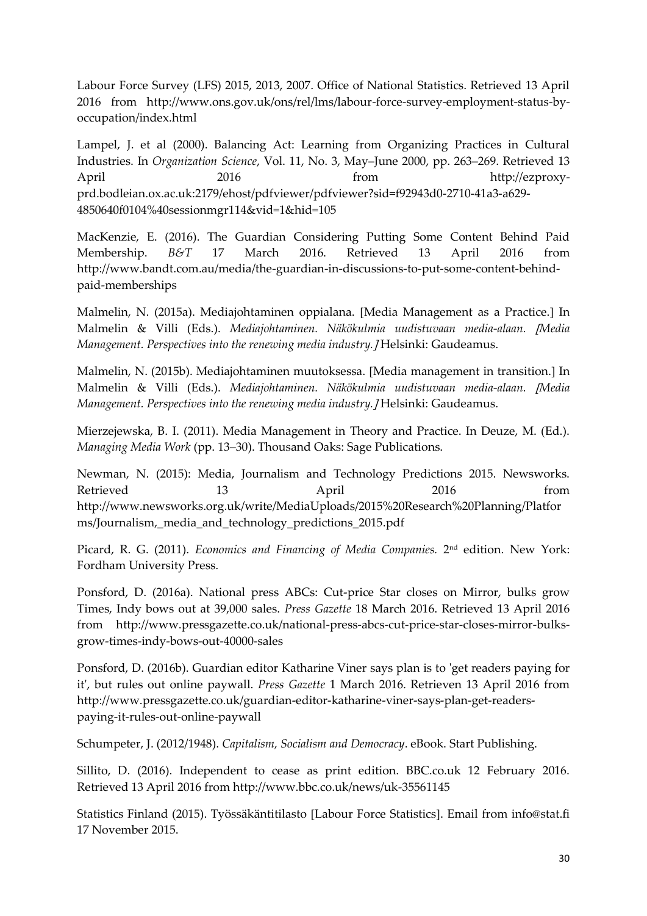Labour Force Survey (LFS) 2015, 2013, 2007. Office of National Statistics. Retrieved 13 April 2016 from http://www.ons.gov.uk/ons/rel/lms/labour-force-survey-employment-status-by-occupation/index.html

Lampel, J. et al (2000). Balancing Act: Learning from Organizing Practices in Cultural Industries. In *Organization Science*, Vol. 11, No. 3, May–June 2000, pp. 263–269. Retrieved 13 April 2016 from http://ezproxy-prd.bodleian.ox.ac.uk:2179/ehost/pdfviewer/pdfviewer?sid=f92943d0-2710-41a3-a629-4850640f0104%40sessionmgr114&vid=1&hid=105

MacKenzie, E. (2016). The Guardian Considering Putting Some Content Behind Paid Membership. *B&T* 17 March 2016. Retrieved 13 April 2016 from http://www.bandt.com.au/media/the-guardian-in-discussions-to-put-some-content-behind-paid-memberships

Malmelin, N. (2015a). Mediajohtaminen oppialana. [Media Management as a Practice.] In Malmelin & Villi (Eds.). *Mediajohtaminen. Näkökulmia uudistuvaan media-alaan. [Media Management. Perspectives into the renewing media industry.]* Helsinki: Gaudeamus.

Malmelin, N. (2015b). Mediajohtaminen muutoksessa. [Media management in transition.] In Malmelin & Villi (Eds.). *Mediajohtaminen. Näkökulmia uudistuvaan media-alaan. [Media Management. Perspectives into the renewing media industry.]* Helsinki: Gaudeamus.

Mierzejewska, B. I. (2011). Media Management in Theory and Practice. In Deuze, M. (Ed.). *Managing Media Work* (pp. 13–30). Thousand Oaks: Sage Publications.

Newman, N. (2015): Media, Journalism and Technology Predictions 2015. Newsworks. Retrieved 13 April 2016 from http://www.newsworks.org.uk/write/MediaUploads/2015%20Research%20Planning/Platforms/Journalism,_media_and_technology_predictions_2015.pdf

Picard, R. G. (2011). *Economics and Financing of Media Companies.* 2nd edition. New York: Fordham University Press.

Ponsford, D. (2016a). National press ABCs: Cut-price Star closes on Mirror, bulks grow Times, Indy bows out at 39,000 sales. *Press Gazette* 18 March 2016. Retrieved 13 April 2016 from http://www.pressgazette.co.uk/national-press-abcs-cut-price-star-closes-mirror-bulks-grow-times-indy-bows-out-40000-sales

Ponsford, D. (2016b). Guardian editor Katharine Viner says plan is to 'get readers paying for it', but rules out online paywall. *Press Gazette* 1 March 2016. Retrieven 13 April 2016 from http://www.pressgazette.co.uk/guardian-editor-katharine-viner-says-plan-get-readers-paying-it-rules-out-online-paywall

Schumpeter, J. (2012/1948). *Capitalism, Socialism and Democracy*. eBook. Start Publishing.

Sillito, D. (2016). Independent to cease as print edition. BBC.co.uk 12 February 2016. Retrieved 13 April 2016 from http://www.bbc.co.uk/news/uk-35561145

Statistics Finland (2015). Työssäkäntitilasto [Labour Force Statistics]. Email from info@stat.fi 17 November 2015.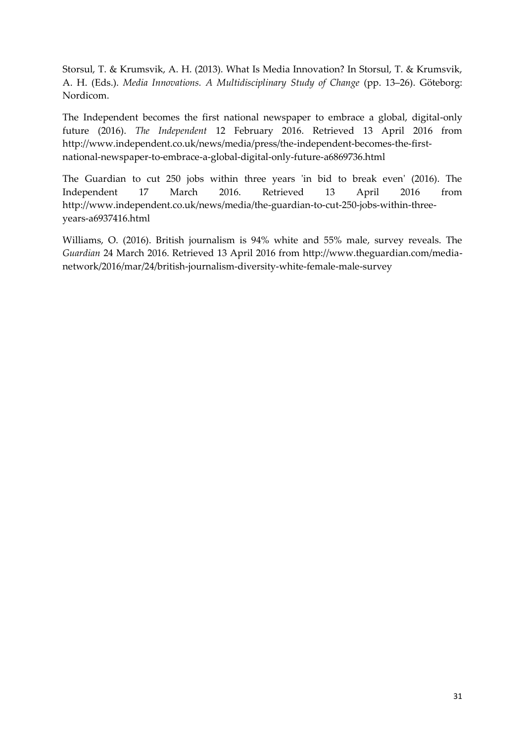Storsul, T. & Krumsvik, A. H. (2013). What Is Media Innovation? In Storsul, T. & Krumsvik, A. H. (Eds.). *Media Innovations. A Multidisciplinary Study of Change* (pp. 13–26). Göteborg: Nordicom.

The Independent becomes the first national newspaper to embrace a global, digital-only future (2016). *The Independent* 12 February 2016. Retrieved 13 April 2016 from http://www.independent.co.uk/news/media/press/the-independent-becomes-the-first-national-newspaper-to-embrace-a-global-digital-only-future-a6869736.html

The Guardian to cut 250 jobs within three years 'in bid to break even' (2016). The Independent 17 March 2016. Retrieved 13 April 2016 from http://www.independent.co.uk/news/media/the-guardian-to-cut-250-jobs-within-three-years-a6937416.html

Williams, O. (2016). British journalism is 94% white and 55% male, survey reveals. The *Guardian* 24 March 2016. Retrieved 13 April 2016 from http://www.theguardian.com/media-network/2016/mar/24/british-journalism-diversity-white-female-male-survey